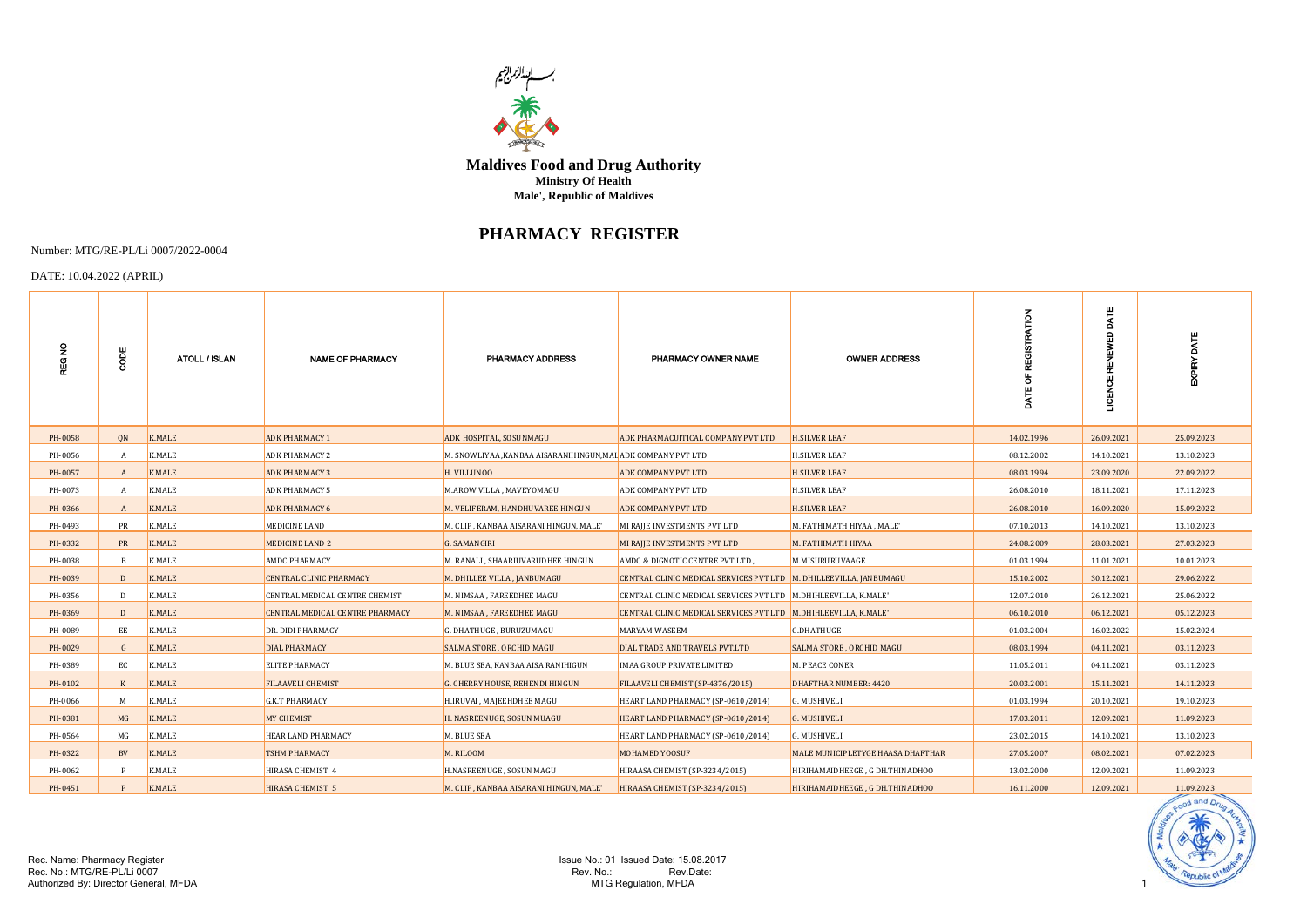بسم الله الرحمن الرحيم

**Maldives Food and Drug Authority**
**Ministry Of Health**
**Male', Republic of Maldives**

# PHARMACY REGISTER

Number: MTG/RE-PL/Li 0007/2022-0004

DATE: 10.04.2022 (APRIL)

| REG NO | CODE | ATOLL / ISLAN | NAME OF PHARMACY | PHARMACY ADDRESS | PHARMACY OWNER NAME | OWNER ADDRESS | DATE OF REGISTRATION | LICENCE RENEWED DATE | EXPIRY DATE |
|---|---|---|---|---|---|---|---|---|---|
| PH-0058 | QN | K.MALE | ADK PHARMACY 1 | ADK HOSPITAL, SOSUNMAGU | ADK PHARMACUITICAL COMPANY PVT LTD | H.SILVER LEAF | 14.02.1996 | 26.09.2021 | 25.09.2023 |
| PH-0056 | A | K.MALE | ADK PHARMACY 2 | M. SNOWLIYAA,KANBAA AISARANIHINGUN,MAL | ADK COMPANY PVT LTD | H.SILVER LEAF | 08.12.2002 | 14.10.2021 | 13.10.2023 |
| PH-0057 | A | K.MALE | ADK PHARMACY 3 | H. VILLUNOO | ADK COMPANY PVT LTD | H.SILVER LEAF | 08.03.1994 | 23.09.2020 | 22.09.2022 |
| PH-0073 | A | K.MALE | ADK PHARMACY 5 | M.AROW VILLA , MAVEYOMAGU | ADK COMPANY PVT LTD | H.SILVER LEAF | 26.08.2010 | 18.11.2021 | 17.11.2023 |
| PH-0366 | A | K.MALE | ADK PHARMACY 6 | M. VELIFERAM, HANDHUVAREE HINGUN | ADK COMPANY PVT LTD | H.SILVER LEAF | 26.08.2010 | 16.09.2020 | 15.09.2022 |
| PH-0493 | PR | K.MALE | MEDICINE LAND | M. CLIP , KANBAA AISARANI HINGUN, MALE' | MI RAJJE INVESTMENTS PVT LTD | M. FATHIMATH HIYAA , MALE' | 07.10.2013 | 14.10.2021 | 13.10.2023 |
| PH-0332 | PR | K.MALE | MEDICINE LAND 2 | G. SAMANGIRI | MI RAJJE INVESTMENTS PVT LTD | M. FATHIMATH HIYAA | 24.08.2009 | 28.03.2021 | 27.03.2023 |
| PH-0038 | B | K.MALE | AMDC PHARMACY | M. RANALI , SHAARIUVARUDHEE HINGUN | AMDC & DIGNOTIC CENTRE PVT LTD., | M.MISURURUVAAGE | 01.03.1994 | 11.01.2021 | 10.01.2023 |
| PH-0039 | D | K.MALE | CENTRAL CLINIC PHARMACY | M. DHILLEE VILLA , JANBUMAGU | CENTRAL CLINIC MEDICAL SERVICES PVT LTD | M. DHILLEEVILLA, JANBUMAGU | 15.10.2002 | 30.12.2021 | 29.06.2022 |
| PH-0356 | D | K.MALE | CENTRAL MEDICAL CENTRE CHEMIST | M. NIMSAA , FAREEDHEE MAGU | CENTRAL CLINIC MEDICAL SERVICES PVT LTD | M.DHIHLEEVILLA, K.MALE' | 12.07.2010 | 26.12.2021 | 25.06.2022 |
| PH-0369 | D | K.MALE | CENTRAL MEDICAL CENTRE PHARMACY | M. NIMSAA , FAREEDHEE MAGU | CENTRAL CLINIC MEDICAL SERVICES PVT LTD | M.DHIHLEEVILLA, K.MALE' | 06.10.2010 | 06.12.2021 | 05.12.2023 |
| PH-0089 | EE | K.MALE | DR. DIDI PHARMACY | G. DHATHUGE , BURUZUMAGU | MARYAM WASEEM | G.DHATHUGE | 01.03.2004 | 16.02.2022 | 15.02.2024 |
| PH-0029 | G | K.MALE | DIAL PHARMACY | SALMA STORE , ORCHID MAGU | DIAL TRADE AND TRAVELS PVT.LTD | SALMA STORE , ORCHID MAGU | 08.03.1994 | 04.11.2021 | 03.11.2023 |
| PH-0389 | EC | K.MALE | ELITE PHARMACY | M. BLUE SEA, KANBAA AISA RANIHIGUN | IMAA GROUP PRIVATE LIMITED | M. PEACE CONER | 11.05.2011 | 04.11.2021 | 03.11.2023 |
| PH-0102 | K | K.MALE | FILAAVELI CHEMIST | G. CHERRY HOUSE, REHENDI HINGUN | FILAAVELI CHEMIST (SP-4376/2015) | DHAFTHAR NUMBER: 4420 | 20.03.2001 | 15.11.2021 | 14.11.2023 |
| PH-0066 | M | K.MALE | G.K.T PHARMACY | H.IRUVAI , MAJEEHDHEE MAGU | HEART LAND PHARMACY (SP-0610/2014) | G. MUSHIVELI | 01.03.1994 | 20.10.2021 | 19.10.2023 |
| PH-0381 | MG | K.MALE | MY CHEMIST | H. NASREENUGE, SOSUN MUAGU | HEART LAND PHARMACY (SP-0610/2014) | G. MUSHIVELI | 17.03.2011 | 12.09.2021 | 11.09.2023 |
| PH-0564 | MG | K.MALE | HEAR LAND PHARMACY | M. BLUE SEA | HEART LAND PHARMACY (SP-0610/2014) | G. MUSHIVELI | 23.02.2015 | 14.10.2021 | 13.10.2023 |
| PH-0322 | BV | K.MALE | TSHM PHARMACY | M. RILOOM | MOHAMED YOOSUF | MALE MUNICIPLETYGE HAASA DHAFTHAR | 27.05.2007 | 08.02.2021 | 07.02.2023 |
| PH-0062 | P | K.MALE | HIRASA CHEMIST 4 | H.NASREENUGE , SOSUN MAGU | HIRAASA CHEMIST (SP-3234/2015) | HIRIHAMAIDHEEGE , G DH.THINADHOO | 13.02.2000 | 12.09.2021 | 11.09.2023 |
| PH-0451 | P | K.MALE | HIRASA CHEMIST 5 | M. CLIP , KANBAA AISARANI HINGUN, MALE' | HIRAASA CHEMIST (SP-3234/2015) | HIRIHAMAIDHEEGE , G DH.THINADHOO | 16.11.2000 | 12.09.2021 | 11.09.2023 |

Rec. Name: Pharmacy Register
Rec. No.: MTG/RE-PL/Li 0007
Authorized By: Director General, MFDA

Issue No.: 01 Issued Date: 15.08.2017
Rev. No.: Rev.Date:
MTG Regulation, MFDA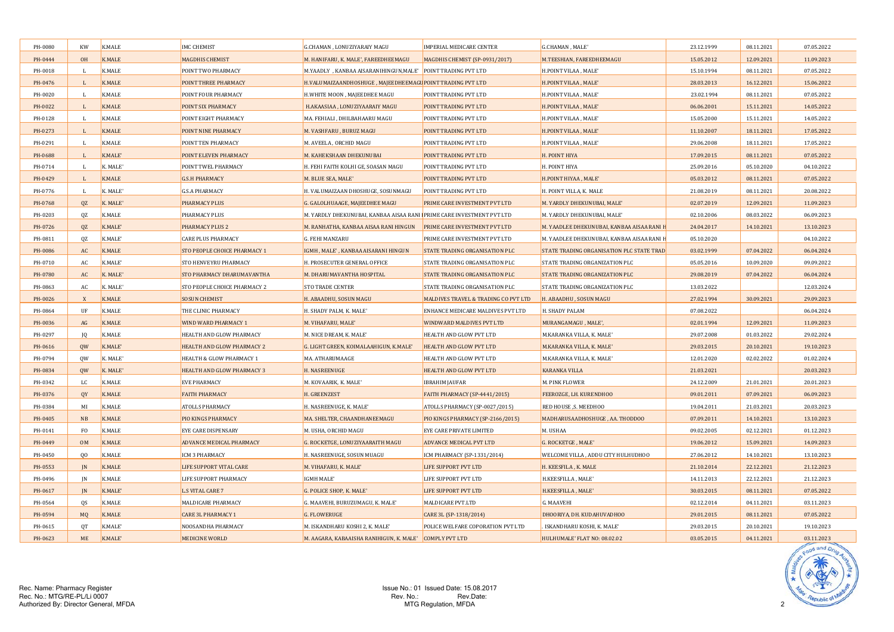| PH-0080 | KW | K.MALE | IMC CHEMIST | G.CHAMAN , LONUZIYARAIY MAGU | IMPERIAL MEDICARE CENTER | G.CHAMAN , MALE' | 23.12.1999 | 08.11.2021 | 07.05.2022 |
|---|---|---|---|---|---|---|---|---|---|
| PH-0444 | OH | K.MALE | MAGDHIS CHEMIST | M. HANIFARU, K. MALE', FAREEDHEEMAGU | MAGDHIS CHEMIST (SP-0931/2017) | M.TEESHIAN, FAREEDHEEMAGU | 15.05.2012 | 12.09.2021 | 11.09.2023 |
| PH-0018 | L | K.MALE | POINT TWO PHARMACY | M.YAADLY , KANBAA AISARANIHINGUN,MALE' | POINT TRADING PVT LTD | H.POINT VILAA , MALE' | 15.10.1994 | 08.11.2021 | 07.05.2022 |
| PH-0476 | L | K.MALE | POINT THREE PHARMACY | H.VALUMAIZAANDHOSHUGE , MAJEEDHEEMAGU | POINT TRADING PVT LTD | H.POINT VILAA , MALE' | 28.03.2013 | 16.12.2021 | 15.06.2022 |
| PH-0020 | L | K.MALE | POINT FOUR PHARMACY | H.WHITE MOON , MAJEEDHEE MAGU | POINT TRADING PVT LTD | H.POINT VILAA , MALE' | 23.02.1994 | 08.11.2021 | 07.05.2022 |
| PH-0022 | L | K.MALE | POINT SIX PHARMACY | H.AKAASIAA , LONUZIYAARAIY MAGU | POINT TRADING PVT LTD | H.POINT VILAA , MALE' | 06.06.2001 | 15.11.2021 | 14.05.2022 |
| PH-0128 | L | K.MALE | POINT EIGHT PHARMACY | MA. FEHIALI , DHILBAHAARU MAGU | POINT TRADING PVT LTD | H.POINT VILAA , MALE' | 15.05.2000 | 15.11.2021 | 14.05.2022 |
| PH-0273 | L | K.MALE | POINT NINE PHARMACY | M. VASHFARU , BURUZ MAGU | POINT TRADING PVT LTD | H.POINT VILAA , MALE' | 11.10.2007 | 18.11.2021 | 17.05.2022 |
| PH-0291 | L | K.MALE | POINT TEN PHARMACY | M. AVEELA , ORCHID MAGU | POINT TRADING PVT LTD | H.POINT VILAA , MALE' | 29.06.2008 | 18.11.2021 | 17.05.2022 |
| PH-0688 | L | K.MALE' | POINT ELEVEN PHARMACY | M. KAHEKSHAAN DHEKUNUBAI | POINT TRADING PVT LTD | H. POINT HIYA | 17.09.2015 | 08.11.2021 | 07.05.2022 |
| PH-0714 | L | K. MALE' | POINT TWEL PHARMACY | H. FEHI FAITH KOLHI GE, SOASAN MAGU | POINT TRADING PVT LTD | H. POINT HIYA | 25.09.2016 | 05.10.2020 | 04.10.2022 |
| PH-0429 | L | K.MALE | G.S.H PHARMACY | M. BLUE SEA, MALE' | POINT TRADING PVT LTD | H.POINT HIYAA , MALE' | 05.03.2012 | 08.11.2021 | 07.05.2022 |
| PH-0776 | L | K. MALE' | G.S.A PHARMACY | H. VALUMAIZAAN DHOSHUGE, SOSUNMAGU | POINT TRADING PVT LTD | H. POINT VILLA, K. MALE | 21.08.2019 | 08.11.2021 | 20.08.2022 |
| PH-0768 | QZ | K. MALE' | PHARMACY PLUS | G. GALOLHUAAGE, MAJEEDHEE MAGU | PRIME CARE INVESTMENT PVT LTD | M. YARDLY DHEKUNUBAI, MALE' | 02.07.2019 | 12.09.2021 | 11.09.2023 |
| PH-0203 | QZ | K.MALE | PHARMACY PLUS | M. YARDLY DHEKUNUBAI, KANBAA AISAA RANI H | PRIME CARE INVESTMENT PVT LTD | M. YARDLY DHEKUNUBAI, MALE' | 02.10.2006 | 08.03.2022 | 06.09.2023 |
| PH-0726 | QZ | K.MALE' | PHARMACY PLUS 2 | M. RANHATHA, KANBAA AISAA RANI HINGUN | PRIME CARE INVESTMENT PVT LTD | M. YAADLEE DHEKUNUBAI, KANBAA AISAA RANI H | 24.04.2017 | 14.10.2021 | 13.10.2023 |
| PH-0811 | QZ | K.MALE' | CARE PLUS PHARMACY | G. FEHI MANZARU | PRIME CARE INVESTMENT PVT LTD | M. YAADLEE DHEKUNUBAI, KANBAA AISAA RANI H | 05.10.2020 | | 04.10.2022 |
| PH-0086 | AC | K.MALE | STO PEOPLE CHOICE PHARMACY 1 | IGMH , MALE' , KANBAA AISARANI HINGUN | STATE TRADING ORGANISATION PLC | STATE TRADING ORGANISATION PLC STATE TRAD | 03.02.1999 | 07.04.2022 | 06.04.2024 |
| PH-0710 | AC | K.MALE' | STO HENVEYRU PHARMACY | H. PROSECUTER GENERAL OFFICE | STATE TRADING ORGANISATION PLC | STATE TRADING ORGANIZATION PLC | 05.05.2016 | 10.09.2020 | 09.09.2022 |
| PH-0780 | AC | K. MALE' | STO PHARMACY DHARUMAVANTHA | M. DHARUMAVANTHA HOSPITAL | STATE TRADING ORGANISATION PLC | STATE TRADING ORGANIZATION PLC | 29.08.2019 | 07.04.2022 | 06.04.2024 |
| PH-0863 | AC | K. MALE' | STO PEOPLE CHOICE PHARMACY 2 | STO TRADE CENTER | STATE TRADING ORGANISATION PLC | STATE TRADING ORGANIZATION PLC | 13.03.2022 | | 12.03.2024 |
| PH-0026 | X | K.MALE | SOSUN CHEMIST | H. ABAADHU, SOSUN MAGU | MALDIVES TRAVEL & TRADING CO PVT LTD | H. ABAADHU , SOSUN MAGU | 27.02.1994 | 30.09.2021 | 29.09.2023 |
| PH-0864 | UF | K.MALE | THE CLINIC PHARMACY | H. SHADY PALM, K. MALE' | ENHANCE MEDICARE MALDIVES PVT LTD | H. SHADY PALAM | 07.08.2022 | | 06.04.2024 |
| PH-0036 | AG | K.MALE | WIND WARD PHARMACY 1 | M. VIHAFARU, MALE' | WINDWARD MALDIVES PVT LTD | MURANGAMAGU , MALE', | 02.01.1994 | 12.09.2021 | 11.09.2023 |
| PH-0297 | JQ | K.MALE | HEALTH AND GLOW PHARMACY | M. NICE DREAM, K. MALE' | HEALTH AND GLOW PVT LTD | M.KARANKA VILLA, K. MALE' | 29.07.2008 | 01.03.2022 | 29.02.2024 |
| PH-0616 | QW | K.MALE' | HEALTH AND GLOW PHARMACY 2 | G. LIGHT GREEN, KOIMALAAHIGUN, K.MALE' | HEALTH AND GLOW PVT LTD | M.KARANKA VILLA, K. MALE' | 29.03.2015 | 20.10.2021 | 19.10.2023 |
| PH-0794 | QW | K. MALE' | HEALTH & GLOW PHARMACY 1 | MA. ATHARUMAAGE | HEALTH AND GLOW PVT LTD | M.KARANKA VILLA, K. MALE' | 12.01.2020 | 02.02.2022 | 01.02.2024 |
| PH-0834 | QW | K. MALE' | HEALTH AND GLOW PHARMACY 3 | H. NASREENUGE | HEALTH AND GLOW PVT LTD | KARANKA VILLA | 21.03.2021 | | 20.03.2023 |
| PH-0342 | LC | K.MALE | EVE PHARMACY | M. KOVAARIK, K. MALE' | IBRAHIM JAUFAR | M. PINK FLOWER | 24.12.2009 | 21.01.2021 | 20.01.2023 |
| PH-0376 | QY | K.MALE | FAITH PHARMACY | H. GREENZEST | FAITH PHARMACY (SP-4441/2015) | FEEROZGE, LH. KURENDHOO | 09.01.2011 | 07.09.2021 | 06.09.2023 |
| PH-0384 | MI | K.MALE | ATOLLS PHARMACY | H. NASREENUGE, K. MALE' | ATOLLS PHARMACY (SP-0027/2015) | RED HOUSE ,S. MEEDHOO | 19.04.2011 | 21.03.2021 | 20.03.2023 |
| PH-0405 | NB | K.MALE | PIO KINGS PHARMACY | MA. SHELTER, CHAANDHANEEMAGU | PIO KINGS PHARMACY (SP-2166/2015) | MADHARUSAADHOSHUGE , AA. THODDOO | 07.09.2011 | 14.10.2021 | 13.10.2023 |
| PH-0141 | FO | K.MALE | EYE CARE DISPENSARY | M. USHA, ORCHID MAGU | EYE CARE PRIVATE LIMITED | M. USHAA | 09.02.2005 | 02.12.2021 | 01.12.2023 |
| PH-0449 | OM | K.MALE | ADVANCE MEDICAL PHARMACY | G. ROCKETGE, LONUZIYAARAITH MAGU | ADVANCE MEDICAL PVT LTD | G. ROCKETGE , MALE' | 19.06.2012 | 15.09.2021 | 14.09.2023 |
| PH-0450 | QO | K.MALE | ICM 3 PHARMACY | H. NASREENUGE, SOSUN MUAGU | ICM PHARMACY (SP-1331/2014) | WELCOME VILLA , ADDU CITY HULHUDHOO | 27.06.2012 | 14.10.2021 | 13.10.2023 |
| PH-0553 | JN | K.MALE | LIFE SUPPORT VITAL CARE | M. VIHAFARU, K. MALE' | LIFE SUPPORT PVT LTD | H. KEESFILA , K. MALE | 21.10.2014 | 22.12.2021 | 21.12.2023 |
| PH-0496 | JN | K.MALE | LIFE SUPPORT PHARMACY | IGMH MALE' | LIFE SUPPORT PVT LTD | H.KEESFILLA , MALE' | 14.11.2013 | 22.12.2021 | 21.12.2023 |
| PH-0617 | JN | K.MALE' | L.S VITAL CARE 7 | G. POLICE SHOP, K. MALE' | LIFE SUPPORT PVT LTD | H.KEESFILLA , MALE' | 30.03.2015 | 08.11.2021 | 07.05.2022 |
| PH-0564 | QS | K.MALE | MALDICARE PHARMACY | G. MAAVEHI, BURUZUMAGU, K. MALE' | MALDICARE PVT.LTD | G. MAAVEHI | 02.12.2014 | 04.11.2021 | 03.11.2023 |
| PH-0594 | MQ | K.MALE | CARE 3L PHARMACY 1 | G. FLOWERUGE | CARE 3L (SP-1318/2014) | DHOORIYA, DH. KUDAHUVADHOO | 29.01.2015 | 08.11.2021 | 07.05.2022 |
| PH-0615 | QT | K.MALE' | NOOSANDHA PHARMACY | M. ISKANDHARU KOSHI 2, K. MALE' | POLICE WELFARE COPORATION PVT LTD | . ISKANDHARU KOSHI, K. MALE' | 29.03.2015 | 20.10.2021 | 19.10.2023 |
| PH-0623 | ME | K.MALE' | MEDICINE WORLD | M. AAGARA, KABAAISHA RANIHIGUN, K. MALE' | COMPLY PVT LTD | HULHUMALE' FLAT NO: 08.02.02 | 03.05.2015 | 04.11.2021 | 03.11.2023 |

Rec. Name: Pharmacy Register
Rec. No.: MTG/RE-PL/Li 0007
Authorized By: Director General, MFDA

Issue No.: 01 Issued Date: 15.08.2017
Rev. No.: Rev.Date:
MTG Regulation, MFDA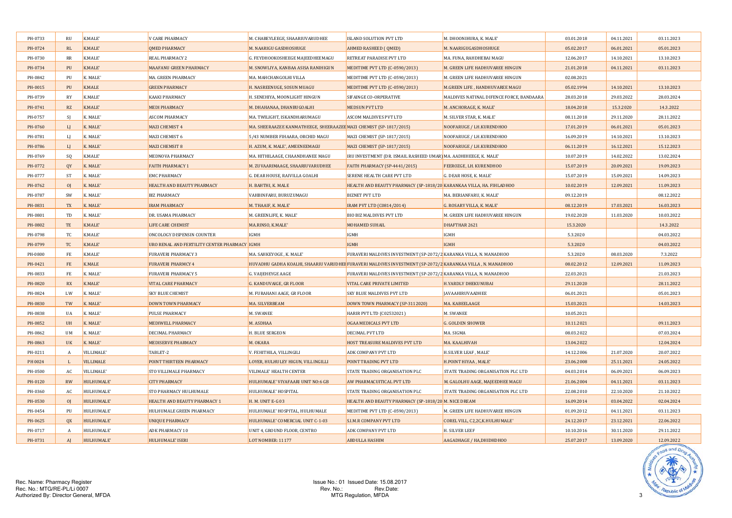| | | | | | | | | | |
|---|---|---|---|---|---|---|---|---|---|
| PH-0733 | RU | K.MALE' | V CARE PHARMACY | M. CHABEYLEEGE, SHAARIUVARUDHEE | ISLAND SOLUTION PVT LTD | M. DHOONIHURA, K. MALE' | 03.01.2018 | 04.11.2021 | 03.11.2023 |
| PH-0724 | RL | K.MALE' | QMED PHARMACY | M. NAARIGU GASDHOSHUGE | AHMED RASHEED ( QMED) | M. NAARIGUGASDHOSHUGE | 05.02.2017 | 06.01.2021 | 05.01.2023 |
| PH-0730 | RR | K.MALE' | REAL PHARMACY 2 | G. FEYDHOOKOSHEEGE MAJEEDHEEMAGU | RETREAT PARADISE PVT LTD | MA. FUNA, RAHDHEBAI MAGU | 12.06.2017 | 14.10.2021 | 13.10.2023 |
| PH-0734 | PU | K.MALE' | MAAFANU GREEN PHARMACY | M. SNOWLIYA, KANBAA ASISA RANIHIGUN | MEDITIME PVT LTD (C-0590/2013) | M. GREEN LIFE HADHUVAREE HINGUN | 21.01.2018 | 04.11.2021 | 03.11.2023 |
| PH-0842 | PU | K. MALE' | MA. GREEN PHARMACY | MA. MAHCHANGOLHI VILLA | MEDITIME PVT LTD (C-0590/2013) | M. GREEN LIFE HADHUVAREE HINGUN | 02.08.2021 | | |
| PH-0015 | PU | K.MALE | GREEN PHARMACY | H. NASREENUGE, SOSUN MUAGU | MEDITIME PVT LTD (C-0590/2013) | M.GREEN LIFE , HANDHUVAREE MAGU | 05.02.1994 | 14.10.2021 | 13.10.2023 |
| PH-0739 | RY | K.MALE' | KAAKI PHARMACY | H. SENEHIYA, MOONLIGHT HINGUN | SIFAINGE CO-ORPERATIVE | MALDIVES NATINAL DIFENCE FORCE, BANDAARA | 28.03.2018 | 29.03.2022 | 28.03.2024 |
| PH-0741 | RZ | K.MALE' | MEDI PHARMACY | M. DHAHANAA, DHANBUGOALHI | MEDSUN PVT LTD | M. ANCHORAGE, K. MALE' | 18.04.2018 | 15.3.2020 | 14.3.2022 |
| PH-0757 | SJ | K. MALE' | ASCOM PHARMACY | MA. TWILIGHT, ISKANDHARUMAGU | ASCOM MALDIVES PVT LTD | M. SILVER STAR, K. MALE' | 08.11.2018 | 29.11.2020 | 28.11.2022 |
| PH-0760 | LJ | K. MALE' | MAZI CHEMIST 4 | MA. SHEERAAZEE KANMATHEEGE, SHEERAAZEE | MAZI CHEMIST (SP-1817/2015) | NOOFARUGE / LH.KURENDHOO | 17.01.2019 | 06.01.2021 | 05.01.2023 |
| PH-0781 | LJ | K. MALE' | MAZI CHEMIST 6 | 5/43 NUMBER FIHAARA, ORCHID MAGU | MAZI CHEMIST (SP-1817/2015) | NOOFARUGE / LH.KURENDHOO | 16.09.2019 | 14.10.2021 | 13.10.2023 |
| PH-0786 | LJ | K. MALE' | MAZI CHEMSIT 8 | H. AZUM, K. MALE', AMEENEEMAGU | MAZI CHEMIST (SP-1817/2015) | NOOFARUGE / LH.KURENDHOO | 06.11.2019 | 16.12.2021 | 15.12.2023 |
| PH-0769 | SQ | K.MALE' | MEDNOVA PHARMACY | MA. HITHILAAGE, CHAANDHANEE MAGU | IRU INVESTMENT (DR. ISMAIL RASHEED UMAR) | MA. AADHIHEEGE, K. MALE' | 10.07.2019 | 14.02.2022 | 13.02.2024 |
| PH-0772 | QY | K. MALE' | FAITH PHARMACY 1 | M. ZUVAARIMAAGE, SHAARIUVARUDHEE | FAITH PHARMACY (SP-4441/2015) | FEEROZGE, LH. KURENDHOO | 15.07.2019 | 20.09.2021 | 19.09.2023 |
| PH-0777 | ST | K. MALE' | EMC PHARMACY | G. DEAR HOUSE, RAIVILLA GOALHI | SERENE HEALTH CARE PVT LTD | G. DEAR HOSE, K. MALE' | 15.07.2019 | 15.09.2021 | 14.09.2023 |
| PH-0762 | OJ | K. MALE' | HEALTH AND BEAUTY PHARMACY | H. BAHTHI, K. MALE | HEALTH AND BEAUTY PHARMACY (SP-1818/20 | KARANKAA VILLA, HA. FIHLADHOO | 10.02.2019 | 12.09.2021 | 11.09.2023 |
| PH-0787 | SW | K. MALE' | BIZ PHARMACY | VAHBINFARU, BURUZUMAGU | BIZNET PVT LTD | MA. BERIANFARU, K. MALE' | 09.12.2019 | | 08.12.2022 |
| PH-0831 | TX | K. MALE' | IRAM PHARMACY | M. THAAIF, K. MALE' | IRAM PVT LTD (C0814/2014) | G. ROSARY VILLA, K. MALE' | 08.12.2019 | 17.03.2021 | 16.03.2023 |
| PH-0801 | TD | K. MALE' | DR. USAMA PHARMACY | M. GREENLIFE, K. MALE' | BIO BIZ MALDIVES PVT LTD | M. GREEN LIFE HADHUVAREE HINGUN | 19.02.2020 | 11.03.2020 | 10.03.2022 |
| PH-0802 | TE | K.MALE' | LIFE CARE CHEMIST | MA.RINSO, K.MALE' | MOHAMED SUHAIL | DHAFTHAR 2621 | 15.3.2020 | | 14.3.2022 |
| PH-0798 | TC | K.MALE' | ONCOLOGY DISPENSIN COUNTER | IGMH | IGMH | IGMH | 5.3.2020 | | 04.03.2022 |
| PH-0799 | TC | K.MALE' | URO RENAL AND FERTILITY CENTER PHARMACY | IGMH | IGMH | IGMH | 5.3.2020 | | 04.03.2022 |
| PH-0800 | FE | K.MALE' | FURAVERI PHARMACY 3 | MA. SAHKEYOGE , K. MALE' | FURAVERI MALDIVES INVESTMENT (SP-2072/2 | KARANKA VILLA, N. MANADHOO | 5.3.2020 | 08.03.2020 | 7.3.2022 |
| PH-0421 | FE | K.MALE | FURAVERI PHARMCY 4 | HUVADHU GADHA KOALHI, SHAARIU VARUDHEE | FURAVERI MALDIVES INVESTMENT (SP-2072/2 | KARANKAA VILLA , N. MANADHOO | 08.02.2012 | 12.09.2021 | 11.09.2023 |
| PH-0833 | FE | K. MALE' | FURAVERI PHARMACY 5 | G. VAIJEHEYGE AAGE | FURAVERI MALDIVES INVESTMENT (SP-2072/2 | KARANKA VILLA, N. MANADHOO | 22.03.2021 | | 21.03.2023 |
| PH-0820 | RX | K.MALE' | VITAL CARE PHARMACY | G. KANDUVAIGE, GR FLOOR | VITAL CARE PRIVATE LIMITED | H.YARDLY DHEKUNUBAI | 29.11.2020 | | 28.11.2022 |
| PH-0824 | LW | K. MALE' | SKY BLUE CHEMIST | M. FURAHANI AAGE, GR FLOOR | SKY BLUE MALDIVES PVT LTD | JAVAAHIRUVAADHEE | 06.01.2021 | | 05.01.2023 |
| PH-0830 | TW | K. MALE' | DOWN TOWN PHARMACY | MA. SILVERBEAM | DOWN TOWN PHARMACY (SP-3112020) | MA. KABEELAAGE | 15.03.2021 | | 14.03.2023 |
| PH-0838 | UA | K. MALE' | PULSE PHARMACY | M. SWANEE | HARIR PVT LTD (C02532021) | M. SWANEE | 10.05.2021 | | |
| PH-0852 | UH | K. MALE' | MEDIWELL PHARMACY | M. ASDHAA | OGAA MEDICALS PVT LTD | G. GOLDEN SHOWER | 10.11.2021 | | 09.11.2023 |
| PH-0862 | UM | K. MALE' | DECIMAL PHARMACY | H. BLUE SERGEON | DECIMAL PVT LTD | MA. SIGMA | 08.03.2022 | | 07.03.2024 |
| PH-0863 | UK | K. MALE' | MEDISERVE PHARMACY | M. OKARA | HOST TREASURE MALDIVES PVT LTD | MA. KAALHIVAH | 13.04.2022 | | 12.04.2024 |
| PH-0211 | A | VILLIMALE' | TABLET-2 | V. FEHITHILA, VILLINGILI | ADK COMPANY PVT LTD | H.SILVER LEAF , MALE' | 14.12.2006 | 21.07.2020 | 20.07.2022 |
| PH 0024 | L | VILLIMALE | POINT THIRTEEN PHARMACY | LOYER, HULHULEY HIGUN, VILLINGILLI | POINT TRADING PVT LTD | H.POINT HIYAA , MALE' | 23.06.2008 | 25.11.2021 | 24.05.2022 |
| PH-0500 | AC | VILLIMALE' | STO VILLIMALE PHARMACY | VILIMALE' HEALTH CENTER | STATE TRADING ORGANISATION PLC | STATE TRADING ORGANISATION PLC LTD | 04.03.2014 | 06.09.2021 | 06.09.2023 |
| PH-0120 | RW | HULHUMALE' | CITY PHARMACY | HULHUMALE' VIYAFAARI UNIT NO:6 GB | AW PHARMACUITICAL PVT LTD | M. GALOLHU AAGE, MAJEEDHEE MAGU | 21.06.2004 | 04.11.2021 | 03.11.2023 |
| PH-0360 | AC | HULHUMALE' | STO PHARMACY HULHUMALE | HULHUMALE' HOSPITAL | STATE TRADING ORGANISATION PLC | STATE TRADING ORGANISATION PLC LTD | 22.08.2010 | 22.10.2020 | 21.10.2022 |
| PH-0530 | OJ | HULHUMALE' | HEALTH AND BEAUTY PHARMACY 1 | H. M. UNIT E-G03 | HEALTH AND BEAUTY PHARMACY (SP-1818/20 | M. NICE DREAM | 16.09.2014 | 03.04.2022 | 02.04.2024 |
| PH-0454 | PU | HULHUMALE' | HULHUMALE GREEN PHARMACY | HULHUMALE' HOSPITAL, HULHUMALE | MEDITIME PVT LTD (C-0590/2013) | M. GREEN LIFE HADHUVAREE HINGUN | 01.09.2012 | 04.11.2021 | 03.11.2023 |
| PH-0625 | QX | HULHUMALE' | UNIQUE PHARMACY | HULHUMALE' COMERCIAL UNIT C-1-03 | S.I.M.R COMPANY PVT LTD | COREL VILL, C2,2C,K.HULHUMALE' | 24.12.2017 | 23.12.2021 | 22.06.2022 |
| PH-0717 | A | HULHUMALE' | ADK PHARMACY 10 | UNIT 4, GROUND FLOOR, CENTRO | ADK COMPANY PVT LTD | H. SILVER LEEF | 10.10.2016 | 30.11.2020 | 29.11.2022 |
| PH-0731 | AJ | HULHUMALE' | HULHUMALE' ISERI | LOT NOMBER: 11177 | ABDULLA HASHIM | AAGADHAGE / HA,DHIDHDHOO | 25.07.2017 | 13.09.2020 | 12.09.2022 |

Rec. Name: Pharmacy Register
Rec. No.: MTG/RE-PL/Li 0007
Authorized By: Director General, MFDA

Issue No.: 01 Issued Date: 15.08.2017
Rev. No.: Rev.Date:
MTG Regulation, MFDA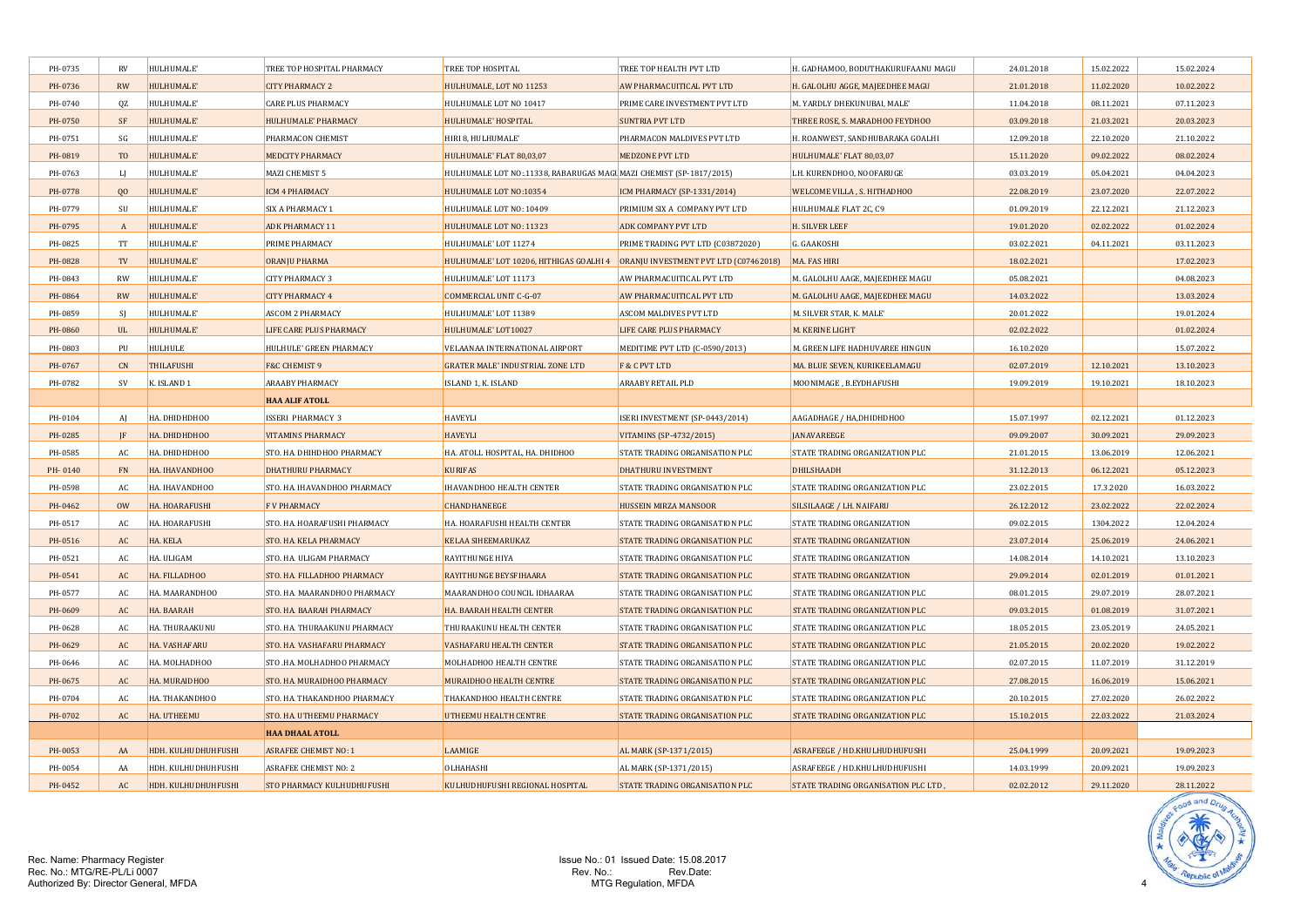| | | | | | | | | | |
|---|---|---|---|---|---|---|---|---|---|
| PH-0735 | RV | HULHUMALE' | TREE TOP HOSPITAL PHARMACY | TREE TOP HOSPITAL | TREE TOP HEALTH PVT LTD | H. GADHAMOO, BODUTHAKURUFAANU MAGU | 24.01.2018 | 15.02.2022 | 15.02.2024 |
| PH-0736 | RW | HULHUMALE' | CITY PHARMACY 2 | HULHUMALE, LOT NO 11253 | AW PHARMACUITICAL PVT LTD | H. GALOLHU AGGE, MAJEEDHEE MAGU | 21.01.2018 | 11.02.2020 | 10.02.2022 |
| PH-0740 | QZ | HULHUMALE' | CARE PLUS PHARMACY | HULHUMALE LOT NO 10417 | PRIME CARE INVESTMENT PVT LTD | M. YARDLY DHEKUNUBAI, MALE' | 11.04.2018 | 08.11.2021 | 07.11.2023 |
| PH-0750 | SF | HULHUMALE' | HULHUMALE' PHARMACY | HULHUMALE' HOSPITAL | SUNTRIA PVT LTD | THREE ROSE, S. MARADHOO FEYDHOO | 03.09.2018 | 21.03.2021 | 20.03.2023 |
| PH-0751 | SG | HULHUMALE' | PHARMACON CHEMIST | HIRI 8, HULHUMALE' | PHARMACON MALDIVES PVT LTD | H. ROANWEST, SANDHUBARAKA GOALHI | 12.09.2018 | 22.10.2020 | 21.10.2022 |
| PH-0819 | TO | HULHUMALE' | MEDCITY PHARMACY | HULHUMALE' FLAT 80,03,07 | MEDZONE PVT LTD | HULHUMALE' FLAT 80,03,07 | 15.11.2020 | 09.02.2022 | 08.02.2024 |
| PH-0763 | LJ | HULHUMALE' | MAZI CHEMIST 5 | HULHUMALE LOT NO.:11338, RABARUGAS MAGU | MAZI CHEMIST (SP-1817/2015) | LH. KURENDHOO, NOOFARUGE | 03.03.2019 | 05.04.2021 | 04.04.2023 |
| PH-0778 | QO | HULHUMALE' | ICM 4 PHARMACY | HULHUMALE LOT NO:10354 | ICM PHARMACY (SP-1331/2014) | WELCOME VILLA , S. HITHADHOO | 22.08.2019 | 23.07.2020 | 22.07.2022 |
| PH-0779 | SU | HULHUMALE' | SIX A PHARMACY 1 | HULHUMALE LOT NO: 10409 | PRIMIUM SIX A COMPANY PVT LTD | HULHUMALE FLAT 2C, C9 | 01.09.2019 | 22.12.2021 | 21.12.2023 |
| PH-0795 | A | HULHUMALE' | ADK PHARMACY 11 | HULHUMALE LOT NO: 11323 | ADK COMPANY PVT LTD | H. SILVER LEEF | 19.01.2020 | 02.02.2022 | 01.02.2024 |
| PH-0825 | TT | HULHUMALE' | PRIME PHARMACY | HULHUMALE' LOT 11274 | PRIME TRADING PVT LTD (C03872020) | G. GAAKOSHI | 03.02.2021 | 04.11.2021 | 03.11.2023 |
| PH-0828 | TV | HULHUMALE' | ORANJU PHARMA | HULHUMALE' LOT 10206, HITHIGAS GOALHI 4 | ORANJU INVESTMENT PVT LTD (C07462018) | MA. FAS HIRI | 18.02.2021 | | 17.02.2023 |
| PH-0843 | RW | HULHUMALE' | CITY PHARMACY 3 | HULHUMALE' LOT 11173 | AW PHARMACUITICAL PVT LTD | M. GALOLHU AAGE, MAJEEDHEE MAGU | 05.08.2021 | | 04.08.2023 |
| PH-0864 | RW | HULHUMALE' | CITY PHARMACY 4 | COMMERCIAL UNIT C-G-07 | AW PHARMACUITICAL PVT LTD | M. GALOLHU AAGE, MAJEEDHEE MAGU | 14.03.2022 | | 13.03.2024 |
| PH-0859 | SJ | HULHUMALE' | ASCOM 2 PHARMACY | HULHUMALE' LOT 11389 | ASCOM MALDIVES PVT LTD | M. SILVER STAR, K. MALE' | 20.01.2022 | | 19.01.2024 |
| PH-0860 | UL | HULHUMALE' | LIFE CARE PLUS PHARMACY | HULHUMALE' LOT10027 | LIFE CARE PLUS PHARMACY | M. KERINE LIGHT | 02.02.2022 | | 01.02.2024 |
| PH-0803 | PU | HULHULE | HULHULE' GREEN PHARMACY | VELAANAA INTERNATIONAL AIRPORT | MEDITIME PVT LTD (C-0590/2013) | M. GREEN LIFE HADHUVAREE HINGUN | 16.10.2020 | | 15.07.2022 |
| PH-0767 | CN | THILAFUSHI | F&C CHEMIST 9 | GRATER MALE' INDUSTRIAL ZONE LTD | F & C PVT LTD | MA. BLUE SEVEN, KURIKEELAMAGU | 02.07.2019 | 12.10.2021 | 13.10.2023 |
| PH-0782 | SV | K. ISLAND 1 | ARAABY PHARMACY | ISLAND 1, K. ISLAND | ARAABY RETAIL PLD | MOONIMAGE , B.EYDHAFUSHI | 19.09.2019 | 19.10.2021 | 18.10.2023 |
| | | | **HAA ALIF ATOLL** | | | | | | |
| PH-0104 | AJ | HA. DHIDHDHOO | ISSERI PHARMACY 3 | HAVEYLI | ISERI INVESTMENT (SP-0443/2014) | AAGADHAGE / HA,DHIDHDHOO | 15.07.1997 | 02.12.2021 | 01.12.2023 |
| PH-0285 | JF | HA. DHIDHDHOO | VITAMINS PHARMACY | HAVEYLI | VITAMINS (SP-4732/2015) | JANAVAREEGE | 09.09.2007 | 30.09.2021 | 29.09.2023 |
| PH-0585 | AC | HA. DHIDHDHOO | STO. HA. DHIHDHOO PHARMACY | HA. ATOLL HOSPITAL, HA. DHIDHOO | STATE TRADING ORGANISATION PLC | STATE TRADING ORGANIZATION PLC | 21.01.2015 | 13.06.2019 | 12.06.2021 |
| PH- 0140 | FN | HA. IHAVANDHOO | DHATHURU PHARMACY | KURIFAS | DHATHURU INVESTMENT | DHILSHAADH | 31.12.2013 | 06.12.2021 | 05.12.2023 |
| PH-0598 | AC | HA. IHAVANDHOO | STO. HA. IHAVANDHOO PHARMACY | IHAVANDHOO HEALTH CENTER | STATE TRADING ORGANISATION PLC | STATE TRADING ORGANIZATION PLC | 23.02.2015 | 17.3.2020 | 16.03.2022 |
| PH-0462 | OW | HA. HOARAFUSHI | F V PHARMACY | CHANDHANEEGE | HUSSEIN MIRZA MANSOOR | SILSILAAGE / LH. NAIFARU | 26.12.2012 | 23.02.2022 | 22.02.2024 |
| PH-0517 | AC | HA. HOARAFUSHI | STO. HA. HOARAFUSHI PHARMACY | HA. HOARAFUSHI HEALTH CENTER | STATE TRADING ORGANISATION PLC | STATE TRADING ORGANIZATION | 09.02.2015 | 1304.2022 | 12.04.2024 |
| PH-0516 | AC | HA. KELA | STO. HA. KELA PHARMACY | KELAA SIHEEMARUKAZ | STATE TRADING ORGANISATION PLC | STATE TRADING ORGANIZATION | 23.07.2014 | 25.06.2019 | 24.06.2021 |
| PH-0521 | AC | HA. ULIGAM | STO. HA. ULIGAM PHARMACY | RAYITHUNGE HIYA | STATE TRADING ORGANISATION PLC | STATE TRADING ORGANIZATION | 14.08.2014 | 14.10.2021 | 13.10.2023 |
| PH-0541 | AC | HA. FILLADHOO | STO. HA. FILLADHOO PHARMACY | RAYITHUNGE BEYSFIHAARA | STATE TRADING ORGANISATION PLC | STATE TRADING ORGANIZATION | 29.09.2014 | 02.01.2019 | 01.01.2021 |
| PH-0577 | AC | HA. MAARANDHOO | STO. HA. MAARANDHOO PHARMACY | MAARANDHOO COUNCIL IDHAARAA | STATE TRADING ORGANISATION PLC | STATE TRADING ORGANIZATION PLC | 08.01.2015 | 29.07.2019 | 28.07.2021 |
| PH-0609 | AC | HA. BAARAH | STO. HA. BAARAH PHARMACY | HA. BAARAH HEALTH CENTER | STATE TRADING ORGANISATION PLC | STATE TRADING ORGANIZATION PLC | 09.03.2015 | 01.08.2019 | 31.07.2021 |
| PH-0628 | AC | HA. THURAAKUNU | STO. HA. THURAAKUNU PHARMACY | THURAAKUNU HEALTH CENTER | STATE TRADING ORGANISATION PLC | STATE TRADING ORGANIZATION PLC | 18.05.2015 | 23.05.2019 | 24.05.2021 |
| PH-0629 | AC | HA. VASHAFARU | STO. HA. VASHAFARU PHARMACY | VASHAFARU HEALTH CENTER | STATE TRADING ORGANISATION PLC | STATE TRADING ORGANIZATION PLC | 21.05.2015 | 20.02.2020 | 19.02.2022 |
| PH-0646 | AC | HA. MOLHADHOO | STO .HA. MOLHADHOO PHARMACY | MOLHADHOO HEALTH CENTRE | STATE TRADING ORGANISATION PLC | STATE TRADING ORGANIZATION PLC | 02.07.2015 | 11.07.2019 | 31.12.2019 |
| PH-0675 | AC | HA. MURAIDHOO | STO. HA. MURAIDHOO PHARMACY | MURAIDHOO HEALTH CENTRE | STATE TRADING ORGANISATION PLC | STATE TRADING ORGANIZATION PLC | 27.08.2015 | 16.06.2019 | 15.06.2021 |
| PH-0704 | AC | HA. THAKANDHOO | STO. HA. THAKANDHOO PHARMACY | THAKANDHOO HEALTH CENTRE | STATE TRADING ORGANISATION PLC | STATE TRADING ORGANIZATION PLC | 20.10.2015 | 27.02.2020 | 26.02.2022 |
| PH-0702 | AC | HA. UTHEEMU | STO. HA. UTHEEMU PHARMACY | UTHEEMU HEALTH CENTRE | STATE TRADING ORGANISATION PLC | STATE TRADING ORGANIZATION PLC | 15.10.2015 | 22.03.2022 | 21.03.2024 |
| | | | **HAA DHAAL ATOLL** | | | | | | |
| PH-0053 | AA | HDH. KULHUDHUHFUSHI | ASRAFEE CHEMIST NO: 1 | LAAMIGE | AL MARK (SP-1371/2015) | ASRAFEEGE / HD.KHULHUDHUFUSHI | 25.04.1999 | 20.09.2021 | 19.09.2023 |
| PH-0054 | AA | HDH. KULHUDHUHFUSHI | ASRAFEE CHEMIST NO: 2 | OLHAHASHI | AL MARK (SP-1371/2015) | ASRAFEEGE / HD.KHULHUDHUFUSHI | 14.03.1999 | 20.09.2021 | 19.09.2023 |
| PH-0452 | AC | HDH. KULHUDHUHFUSHI | STO PHARMACY KULHUDHUFUSHI | KULHUDHUFUSHI REGIONAL HOSPITAL | STATE TRADING ORGANISATION PLC | STATE TRADING ORGANISATION PLC LTD , | 02.02.2012 | 29.11.2020 | 28.11.2022 |

Rec. Name: Pharmacy Register
Rec. No.: MTG/RE-PL/Li 0007
Authorized By: Director General, MFDA

Issue No.: 01 Issued Date: 15.08.2017
Rev. No.: Rev.Date:
MTG Regulation, MFDA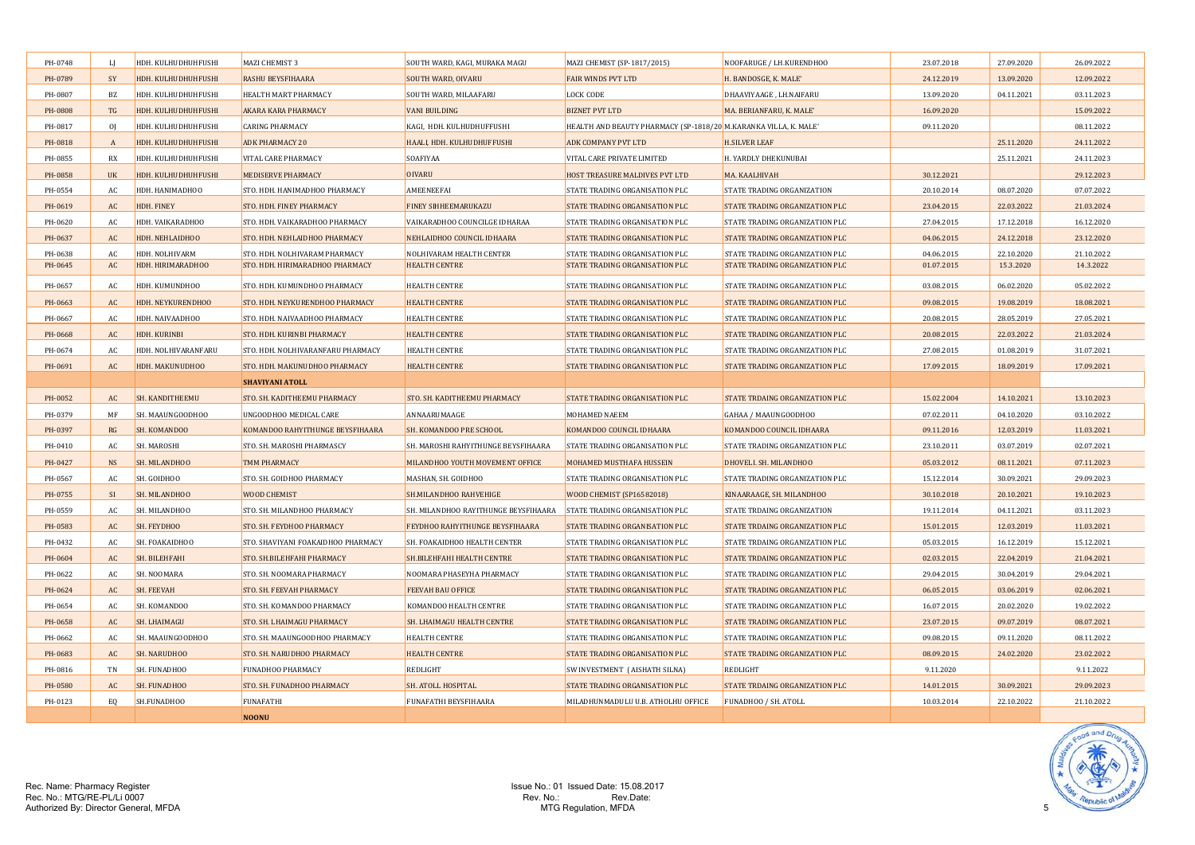| | | | | | | | | | |
|---|---|---|---|---|---|---|---|---|---|
| PH-0748 | LJ | HDH. KULHUDHUHFUSHI | MAZI CHEMIST 3 | SOUTH WARD, KAGI, MURAKA MAGU | MAZI CHEMIST (SP-1817/2015) | NOOFARUGE / LH.KURENDHOO | 23.07.2018 | 27.09.2020 | 26.09.2022 |
| PH-0789 | SY | HDH. KULHUDHUHFUSHI | RASHU BEYSFIHAARA | SOUTH WARD, OIVARU | FAIR WINDS PVT LTD | H. BANDOSGE, K. MALE' | 24.12.2019 | 13.09.2020 | 12.09.2022 |
| PH-0807 | BZ | HDH. KULHUDHUHFUSHI | HEALTH MART PHARMACY | SOUTH WARD, MILAAFARU | LOCK CODE | DHAAVIYAAGE , LH.NAIFARU | 13.09.2020 | 04.11.2021 | 03.11.2023 |
| PH-0808 | TG | HDH. KULHUDHUHFUSHI | AKARA KARA PHARMACY | VANI BUILDING | BIZNET PVT LTD | MA. BERIANFARU, K. MALE' | 16.09.2020 | | 15.09.2022 |
| PH-0817 | OJ | HDH. KULHUDHUHFUSHI | CARING PHARMACY | KAGI, HDH. KULHUDHUFFUSHI | HEALTH AND BEAUTY PHARMACY (SP-1818/20 | M.KARANKA VILLA, K. MALE' | 09.11.2020 | | 08.11.2022 |
| PH-0818 | A | HDH. KULHUDHUHFUSHI | ADK PHARMACY 20 | HAALI, HDH. KULHUDHUFFUSHI | ADK COMPANY PVT LTD | H.SILVER LEAF | | 25.11.2020 | 24.11.2022 |
| PH-0855 | RX | HDH. KULHUDHUHFUSHI | VITAL CARE PHARMACY | SOAFIYAA | VITAL CARE PRIVATE LIMITED | H. YARDLY DHEKUNUBAI | | 25.11.2021 | 24.11.2023 |
| PH-0858 | UK | HDH. KULHUDHUHFUSHI | MEDISERVE PHARMACY | OIVARU | HOST TREASURE MALDIVES PVT LTD | MA. KAALHIVAH | 30.12.2021 | | 29.12.2023 |
| PH-0554 | AC | HDH. HANIMADHOO | STO. HDH. HANIMADHOO PHARMACY | AMEENEEFAI | STATE TRADING ORGANISATION PLC | STATE TRADING ORGANIZATION | 20.10.2014 | 08.07.2020 | 07.07.2022 |
| PH-0619 | AC | HDH. FINEY | STO. HDH. FINEY PHARMACY | FINEY SIHHEEMARUKAZU | STATE TRADING ORGANISATION PLC | STATE TRADING ORGANIZATION PLC | 23.04.2015 | 22.03.2022 | 21.03.2024 |
| PH-0620 | AC | HDH. VAIKARADHOO | STO. HDH. VAIKARADHOO PHARMACY | VAIKARADHOO COUNCILGE IDHARAA | STATE TRADING ORGANISATION PLC | STATE TRADING ORGANIZATION PLC | 27.04.2015 | 17.12.2018 | 16.12.2020 |
| PH-0637 | AC | HDH. NEHLAIDHOO | STO. HDH. NEHLAIDHOO PHARMACY | NEHLAIDHOO COUNCIL IDHAARA | STATE TRADING ORGANISATION PLC | STATE TRADING ORGANIZATION PLC | 04.06.2015 | 24.12.2018 | 23.12.2020 |
| PH-0638 | AC | HDH. NOLHIVARM | STO. HDH. NOLHIVARAM PHARMACY | NOLHIVARAM HEALTH CENTER | STATE TRADING ORGANISATION PLC | STATE TRADING ORGANIZATION PLC | 04.06.2015 | 22.10.2020 | 21.10.2022 |
| PH-0645 | AC | HDH. HIRIMARADHOO | STO. HDH. HIRIMARADHOO PHARMACY | HEALTH CENTRE | STATE TRADING ORGANISATION PLC | STATE TRADING ORGANIZATION PLC | 01.07.2015 | 15.3.2020 | 14.3.2022 |
| PH-0657 | AC | HDH. KUMUNDHOO | STO. HDH. KUMUNDHOO PHARMACY | HEALTH CENTRE | STATE TRADING ORGANISATION PLC | STATE TRADING ORGANIZATION PLC | 03.08.2015 | 06.02.2020 | 05.02.2022 |
| PH-0663 | AC | HDH. NEYKURENDHOO | STO. HDH. NEYKURENDHOO PHARMACY | HEALTH CENTRE | STATE TRADING ORGANISATION PLC | STATE TRADING ORGANIZATION PLC | 09.08.2015 | 19.08.2019 | 18.08.2021 |
| PH-0667 | AC | HDH. NAIVAADHOO | STO. HDH. NAIVAADHOO PHARMACY | HEALTH CENTRE | STATE TRADING ORGANISATION PLC | STATE TRADING ORGANIZATION PLC | 20.08.2015 | 28.05.2019 | 27.05.2021 |
| PH-0668 | AC | HDH. KURINBI | STO. HDH. KURINBI PHARMACY | HEALTH CENTRE | STATE TRADING ORGANISATION PLC | STATE TRADING ORGANIZATION PLC | 20.08.2015 | 22.03.2022 | 21.03.2024 |
| PH-0674 | AC | HDH. NOLHIVARANFARU | STO. HDH. NOLHIVARANFARU PHARMACY | HEALTH CENTRE | STATE TRADING ORGANISATION PLC | STATE TRADING ORGANIZATION PLC | 27.08.2015 | 01.08.2019 | 31.07.2021 |
| PH-0691 | AC | HDH. MAKUNUDHOO | STO. HDH. MAKUNUDHOO PHARMACY | HEALTH CENTRE | STATE TRADING ORGANISATION PLC | STATE TRADING ORGANIZATION PLC | 17.09.2015 | 18.09.2019 | 17.09.2021 |
| | | | **SHAVIYANI ATOLL** | | | | | | |
| PH-0052 | AC | SH. KANDITHEEMU | STO. SH. KADITHEEMU PHARMACY | STO. SH. KADITHEEMU PHARMACY | STATE TRADING ORGANISATION PLC | STATE TRDAING ORGANIZATION PLC | 15.02.2004 | 14.10.2021 | 13.10.2023 |
| PH-0379 | MF | SH. MAAUNGOODHOO | UNGOODHOO MEDICAL CARE | ANNAARUMAAGE | MOHAMED NAEEM | GAHAA / MAAUNGOODHOO | 07.02.2011 | 04.10.2020 | 03.10.2022 |
| PH-0397 | RG | SH. KOMANDOO | KOMANDOO RAHYITHUNGE BEYSFIHAARA | SH. KOMANDOO PRE SCHOOL | KOMANDOO COUNCIL IDHAARA | KOMANDOO COUNCIL IDHAARA | 09.11.2016 | 12.03.2019 | 11.03.2021 |
| PH-0410 | AC | SH. MAROSHI | STO. SH. MAROSHI PHARMASCY | SH. MAROSHI RAHYITHUNGE BEYSFIHAARA | STATE TRADING ORGANISATION PLC | STATE TRADING ORGANIZATION PLC | 23.10.2011 | 03.07.2019 | 02.07.2021 |
| PH-0427 | NS | SH. MILANDHOO | TMM PHARMACY | MILANDHOO YOUTH MOVEMENT OFFICE | MOHAMED MUSTHAFA HUSSEIN | DHOVELI. SH. MILANDHOO | 05.03.2012 | 08.11.2021 | 07.11.2023 |
| PH-0567 | AC | SH. GOIDHOO | STO. SH. GOIDHOO PHARMACY | MASHAN, SH. GOIDHOO | STATE TRADING ORGANISATION PLC | STATE TRADING ORGANIZATION PLC | 15.12.2014 | 30.09.2021 | 29.09.2023 |
| PH-0755 | SI | SH. MILANDHOO | WOOD CHEMIST | SH.MILANDHOO RAHVEHIGE | WOOD CHEMIST (SP16582018) | KINAARAAGE, SH. MILANDHOO | 30.10.2018 | 20.10.2021 | 19.10.2023 |
| PH-0559 | AC | SH. MILANDHOO | STO. SH. MILANDHOO PHARMACY | SH. MILANDHOO RAYITHUNGE BEYSFIHAARA | STATE TRADING ORGANISATION PLC | STATE TRDAING ORGANIZATION | 19.11.2014 | 04.11.2021 | 03.11.2023 |
| PH-0583 | AC | SH. FEYDHOO | STO. SH. FEYDHOO PHARMACY | FEYDHOO RAHYITHUNGE BEYSFIHAARA | STATE TRADING ORGANISATION PLC | STATE TRDAING ORGANIZATION PLC | 15.01.2015 | 12.03.2019 | 11.03.2021 |
| PH-0432 | AC | SH. FOAKAIDHOO | STO. SHAVIYANI FOAKAIDHOO PHARMACY | SH. FOAKAIDHOO HEALTH CENTER | STATE TRADING ORGANISATION PLC | STATE TRDAING ORGANIZATION PLC | 05.03.2015 | 16.12.2019 | 15.12.2021 |
| PH-0604 | AC | SH. BILEHFAHI | STO. SH.BILEHFAHI PHARMACY | SH.BILEHFAHI HEALTH CENTRE | STATE TRADING ORGANISATION PLC | STATE TRDAING ORGANIZATION PLC | 02.03.2015 | 22.04.2019 | 21.04.2021 |
| PH-0622 | AC | SH. NOOMARA | STO. SH. NOOMARA PHARMACY | NOOMARA PHASEYHA PHARMACY | STATE TRADING ORGANISATION PLC | STATE TRADING ORGANIZATION PLC | 29.04.2015 | 30.04.2019 | 29.04.2021 |
| PH-0624 | AC | SH. FEEVAH | STO. SH. FEEVAH PHARMACY | FEEVAH BAU OFFICE | STATE TRADING ORGANISATION PLC | STATE TRADING ORGANIZATION PLC | 06.05.2015 | 03.06.2019 | 02.06.2021 |
| PH-0654 | AC | SH. KOMANDOO | STO. SH. KOMANDOO PHARMACY | KOMANDOO HEALTH CENTRE | STATE TRADING ORGANISATION PLC | STATE TRADING ORGANIZATION PLC | 16.07.2015 | 20.02.2020 | 19.02.2022 |
| PH-0658 | AC | SH. LHAIMAGU | STO. SH. LHAIMAGU PHARMACY | SH. LHAIMAGU HEALTH CENTRE | STATE TRADING ORGANISATION PLC | STATE TRADING ORGANIZATION PLC | 23.07.2015 | 09.07.2019 | 08.07.2021 |
| PH-0662 | AC | SH. MAAUNGOODHOO | STO. SH. MAAUNGOODHOO PHARMACY | HEALTH CENTRE | STATE TRADING ORGANISATION PLC | STATE TRADING ORGANIZATION PLC | 09.08.2015 | 09.11.2020 | 08.11.2022 |
| PH-0683 | AC | SH. NARUDHOO | STO. SH. NARUDHOO PHARMACY | HEALTH CENTRE | STATE TRADING ORGANISATION PLC | STATE TRADING ORGANIZATION PLC | 08.09.2015 | 24.02.2020 | 23.02.2022 |
| PH-0816 | TN | SH. FUNADHOO | FUNADHOO PHARMACY | REDLIGHT | SWINVESTMENT ( AISHATH SILNA) | REDLIGHT | 9.11.2020 | | 9.11.2022 |
| PH-0580 | AC | SH. FUNADHOO | STO. SH. FUNADHOO PHARMACY | SH. ATOLL HOSPITAL | STATE TRADING ORGANISATION PLC | STATE TRDAING ORGANIZATION PLC | 14.01.2015 | 30.09.2021 | 29.09.2023 |
| PH-0123 | EQ | SH.FUNADHOO | FUNAFATHI | FUNAFATHI BEYSFIHAARA | MILADHUNMADULU U.B. ATHOLHU OFFICE | FUNADHOO / SH. ATOLL | 10.03.2014 | 22.10.2022 | 21.10.2022 |
| | | | **NOONU** | | | | | | |

Rec. Name: Pharmacy Register
Rec. No.: MTG/RE-PL/Li 0007
Authorized By: Director General, MFDA

Issue No.: 01 Issued Date: 15.08.2017
Rev. No.: Rev.Date:
MTG Regulation, MFDA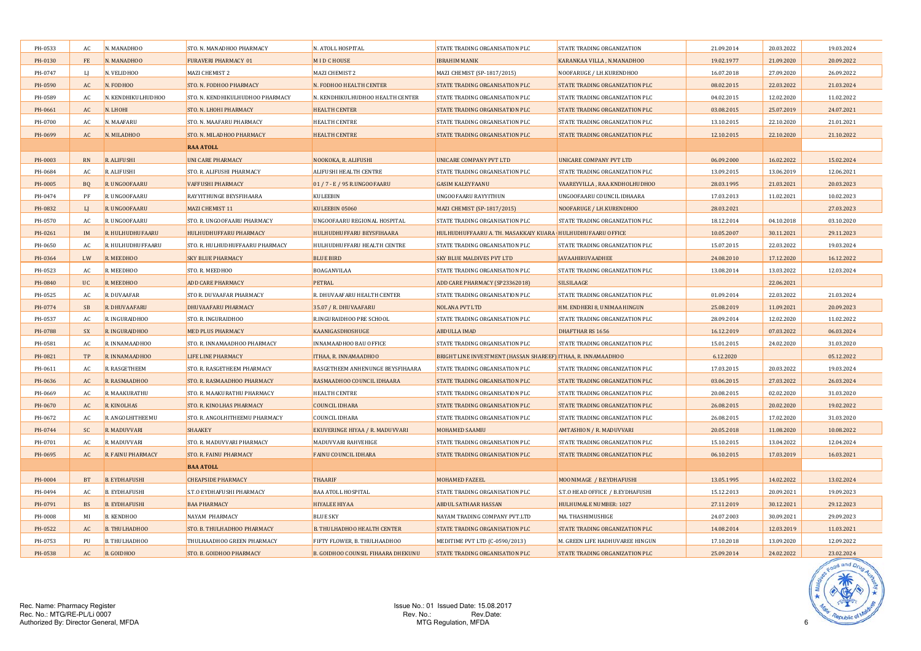| | | | | | | | | | |
|---|---|---|---|---|---|---|---|---|---|
| PH-0533 | AC | N. MANADHOO | STO. N. MANADHOO PHARMACY | N. ATOLL HOSPITAL | STATE TRADING ORGANISATION PLC | STATE TRADING ORGANIZATION | 21.09.2014 | 20.03.2022 | 19.03.2024 |
| PH-0130 | FE | N. MANADHOO | FURAVERI PHARMACY 01 | M I D C HOUSE | IBRAHIM MANIK | KARANKAA VILLA , N.MANADHOO | 19.02.1977 | 21.09.2020 | 20.09.2022 |
| PH-0747 | LJ | N. VELIDHOO | MAZI CHEMIST 2 | MAZI CHEMIST 2 | MAZI CHEMIST (SP-1817/2015) | NOOFARUGE / LH.KURENDHOO | 16.07.2018 | 27.09.2020 | 26.09.2022 |
| PH-0590 | AC | N. FODHOO | STO. N. FODHOO PHARMACY | N. FODHOO HEALTH CENTER | STATE TRADING ORGANISATION PLC | STATE TRADING ORGANIZATION PLC | 08.02.2015 | 22.03.2022 | 21.03.2024 |
| PH-0589 | AC | N. KENDHIKULHUDHOO | STO. N. KENDHIKULHUDHOO PHARMACY | N. KENDHIKULHUDHOO HEALTH CENTER | STATE TRADING ORGANISATION PLC | STATE TRADING ORGANIZATION PLC | 04.02.2015 | 12.02.2020 | 11.02.2022 |
| PH-0661 | AC | N. LHOHI | STO. N. LHOHI PHARMACY | HEALTH CENTER | STATE TRADING ORGANISATION PLC | STATE TRADING ORGANIZATION PLC | 03.08.2015 | 25.07.2019 | 24.07.2021 |
| PH-0700 | AC | N. MAAFARU | STO. N. MAAFARU PHARMACY | HEALTH CENTRE | STATE TRADING ORGANISATION PLC | STATE TRADING ORGANIZATION PLC | 13.10.2015 | 22.10.2020 | 21.01.2021 |
| PH-0699 | AC | N. MILADHOO | STO. N. MILADHOO PHARMACY | HEALTH CENTRE | STATE TRADING ORGANISATION PLC | STATE TRADING ORGANIZATION PLC | 12.10.2015 | 22.10.2020 | 21.10.2022 |
| | | | **RAA ATOLL** | | | | | | |
| PH-0003 | RN | R. ALIFUSHI | UNI CARE PHARMACY | NOOKOKA, R. ALIFUSHI | UNICARE COMPANY PVT LTD | UNICARE COMPANY PVT LTD | 06.09.2000 | 16.02.2022 | 15.02.2024 |
| PH-0684 | AC | R. ALIFUSHI | STO. R. ALIFUSHI PHARMACY | ALIFUSHI HEALTH CENTRE | STATE TRADING ORGANISATION PLC | STATE TRADING ORGANIZATION PLC | 13.09.2015 | 13.06.2019 | 12.06.2021 |
| PH-0005 | BQ | R. UNGOOFAARU | VAFFUSHI PHARMACY | 01 / 7 - E / 95 R.UNGOOFAARU | GASIM KALEYFAANU | VAAREYVILLA , RAA.KNDHOLHUDHOO | 28.03.1995 | 21.03.2021 | 20.03.2023 |
| PH-0474 | PF | R. UNGOOFAARU | RAYYITHUNGE BEYSFIHAARA | KULEEBIN | UNGOOFAARU RAYYITHUN | UNGOOFAARU COUNCIL IDHAARA | 17.03.2013 | 11.02.2021 | 10.02.2023 |
| PH-0832 | LJ | R. UNGOOFAARU | MAZI CHEMIST 11 | KULEEBIN 05060 | MAZI CHEMIST (SP-1817/2015) | NOOFARUGE / LH.KURENDHOO | 28.03.2021 | | 27.03.2023 |
| PH-0570 | AC | R. UNGOOFAARU | STO. R. UNGOOFAARU PHARMACY | UNGOOFAARU REGIONAL HOSPITAL | STATE TRADING ORGANISATION PLC | STATE TRADING ORGANIZATION PLC | 18.12.2014 | 04.10.2018 | 03.10.2020 |
| PH-0261 | IM | R. HULHUDHUFAARU | HULHUDHUFFARU PHARMACY | HULHUDHUFFARU BEYSFIHAARA | HULHUDHUFFAARU A. TH. MASAKKAIY KUARA | HULHUDHUFAARU OFFICE | 10.05.2007 | 30.11.2021 | 29.11.2023 |
| PH-0650 | AC | R. HULHUDHUFFAARU | STO. R. HULHUDHUFFAARU PHARMACY | HULHUDHUFFARU HEALTH CENTRE | STATE TRADING ORGANISATION PLC | STATE TRADING ORGANIZATION PLC | 15.07.2015 | 22.03.2022 | 19.03.2024 |
| PH-0364 | LW | R. MEEDHOO | SKY BLUE PHARMACY | BLUE BIRD | SKY BLUE MALDIVES PVT LTD | JAVAAHIRUVAADHEE | 24.08.2010 | 17.12.2020 | 16.12.2022 |
| PH-0523 | AC | R. MEEDHOO | STO. R. MEEDHOO | BOAGANVILAA | STATE TRADING ORGANISATION PLC | STATE TRADING ORGANIZATION PLC | 13.08.2014 | 13.03.2022 | 12.03.2024 |
| PH-0840 | UC | R. MEEDHOO | ADD CARE PHARMACY | PETRAL | ADD CARE PHARMACY (SP23362018) | SILSILAAGE | | 22.06.2021 | |
| PH-0525 | AC | R. DUVAAFAR | STO R. DUVAAFAR PHARMACY | R. DHUVAAFARU HEALTH CENTER | STATE TRADING ORGANISATION PLC | STATE TRADING ORGANIZATION PLC | 01.09.2014 | 22.03.2022 | 21.03.2024 |
| PH-0774 | SB | R. DHUVAAFARU | DHUVAAFARU PHARMACY | 35.07 / R. DHUVAAFARU | NOLANA PVT LTD | HM. ENDHERI 8, UNIMAA HINGUN | 25.08.2019 | 11.09.2021 | 20.09.2023 |
| PH-0537 | AC | R. INGURAIDHOO | STO. R. INGURAIDHOO | R.INGURAIDHOO PRE SCHOOL | STATE TRADING ORGANISATION PLC | STATE TRADING ORGANIZATION PLC | 28.09.2014 | 12.02.2020 | 11.02.2022 |
| PH-0788 | SX | R. INGURAIDHOO | MED PLUS PHARMACY | KAANIGASDHOSHUGE | ABDULLA IMAD | DHAFTHAR RS 1656 | 16.12.2019 | 07.03.2022 | 06.03.2024 |
| PH-0581 | AC | R. INNAMAADHOO | STO. R. INNAMAADHOO PHARMACY | INNAMAADHOO BAU OFFICE | STATE TRADING ORGANISATION PLC | STATE TRADING ORGANIZATION PLC | 15.01.2015 | 24.02.2020 | 31.03.2020 |
| PH-0821 | TP | R. INNAMAADHOO | LIFE LINE PHARMACY | ITHAA, R. INNAMAADHOO | BRIGHT LINE INVESTMENT (HASSAN SHAREEF) | ITHAA, R. INNAMAADHOO | 6.12.2020 | | 05.12.2022 |
| PH-0611 | AC | R. RASGETHEEM | STO. R. RASGETHEEM PHARMACY | RASGETHEEM ANHENUNGE BEYSFIHAARA | STATE TRADING ORGANISATION PLC | STATE TRADING ORGANIZATION PLC | 17.03.2015 | 20.03.2022 | 19.03.2024 |
| PH-0636 | AC | R. RASMAADHOO | STO. R. RASMAADHOO PHARMACY | RASMAADHOO COUNCIL IDHAARA | STATE TRADING ORGANISATION PLC | STATE TRADING ORGANIZATION PLC | 03.06.2015 | 27.03.2022 | 26.03.2024 |
| PH-0669 | AC | R. MAAKURATHU | STO. R. MAAKURATHU PHARMACY | HEALTH CENTRE | STATE TRADING ORGANISATION PLC | STATE TRADING ORGANIZATION PLC | 20.08.2015 | 02.02.2020 | 31.03.2020 |
| PH-0670 | AC | R. KINOLHAS | STO. R. KINOLHAS PHARMACY | COUNCIL IDHARA | STATE TRADING ORGANISATION PLC | STATE TRADING ORGANIZATION PLC | 26.08.2015 | 20.02.2020 | 19.02.2022 |
| PH-0672 | AC | R. ANGOLHITHEEMU | STO. R. ANGOLHITHEEMU PHARMACY | COUNCIL IDHARA | STATE TRADING ORGANISATION PLC | STATE TRADING ORGANIZATION PLC | 26.08.2015 | 17.02.2020 | 31.03.2020 |
| PH-0744 | SC | R. MADUVVARI | SHAAKEY | EKUVERINGE HIYAA / R. MADUVVARI | MOHAMED SAAMIU | AMTASHION / R. MADUVVARI | 20.05.2018 | 11.08.2020 | 10.08.2022 |
| PH-0701 | AC | R. MADUVVARI | STO. R. MADUVVARI PHARMACY | MADUVVARI RAHVEHIGE | STATE TRADING ORGANISATION PLC | STATE TRADING ORGANIZATION PLC | 15.10.2015 | 13.04.2022 | 12.04.2024 |
| PH-0695 | AC | R. FAINU PHARMACY | STO. R. FAINU PHARMACY | FAINU COUNCIL IDHARA | STATE TRADING ORGANISATION PLC | STATE TRADING ORGANIZATION PLC | 06.10.2015 | 17.03.2019 | 16.03.2021 |
| | | | **BAA ATOLL** | | | | | | |
| PH-0004 | BT | B. EYDHAFUSHI | CHEAPSIDE PHARMACY | THAARIF | MOHAMED FAZEEL | MOONIMAGE / B.EYDHAFUSHI | 13.05.1995 | 14.02.2022 | 13.02.2024 |
| PH-0494 | AC | B. EYDHAFUSHI | S.T.O EYDHAFUSHI PHARMACY | BAA ATOLL HOSPITAL | STATE TRADING ORGANISATION PLC | S.T.O HEAD OFFICE / B.EYDHAFUSHI | 15.12.2013 | 20.09.2021 | 19.09.2023 |
| PH-0791 | BS | B. EYDHAFUSHI | BAA PHARMACY | HIYALEE HIYAA | ABDUL SATHAAR HASSAN | HULHUMALE NUMBER: 1027 | 27.11.2019 | 30.12.2021 | 29.12.2023 |
| PH-0008 | MI | B. KENDHOO | NAYAM PHARMACY | BLUE SKY | NAYAM TRADING COMPANY PVT.LTD | MA. THASHIMUSHIGE | 24.07.2003 | 30.09.2021 | 29.09.2023 |
| PH-0522 | AC | B. THULHADHOO | STO. B. THULHADHOO PHARMACY | B. THULHADHOO HEALTH CENTER | STATE TRADING ORGANISATION PLC | STATE TRADING ORGANIZATION PLC | 14.08.2014 | 12.03.2019 | 11.03.2021 |
| PH-0753 | PU | B. THULHADHOO | THULHAADHOO GREEN PHARMACY | FIFTY FLOWER, B. THULHAADHOO | MEDITIME PVT LTD (C-0590/2013) | M. GREEN LIFE HADHUVAREE HINGUN | 17.10.2018 | 13.09.2020 | 12.09.2022 |
| PH-0538 | AC | B. GOIDHOO | STO. B. GOIDHOO PHARMACY | B. GOIDHOO COUNSIL FIHAARA DHEKUNU | STATE TRADING ORGANISATION PLC | STATE TRADING ORGANIZATION PLC | 25.09.2014 | 24.02.2022 | 23.02.2024 |

Rec. Name: Pharmacy Register
Rec. No.: MTG/RE-PL/Li 0007
Authorized By: Director General, MFDA

Issue No.: 01 Issued Date: 15.08.2017
Rev. No.: Rev.Date:
MTG Regulation, MFDA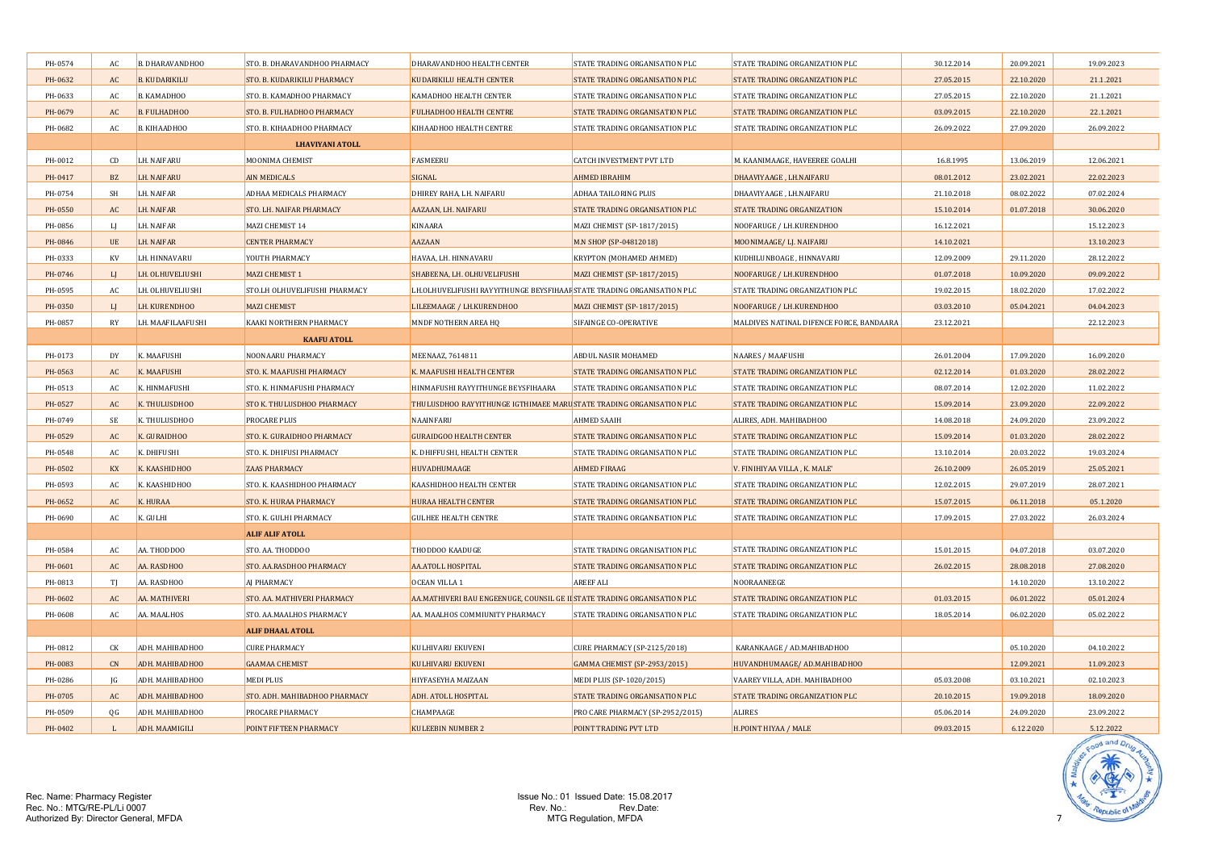| | | | | | | | | | |
|---|---|---|---|---|---|---|---|---|---|
| PH-0574 | AC | B. DHARAVANDHOO | STO. B. DHARAVANDHOO PHARMACY | DHARAVANDHOO HEALTH CENTER | STATE TRADING ORGANISATION PLC | STATE TRADING ORGANIZATION PLC | 30.12.2014 | 20.09.2021 | 19.09.2023 |
| PH-0632 | AC | B. KUDARIKILU | STO. B. KUDARIKILU PHARMACY | KUDARIKILU HEALTH CENTER | STATE TRADING ORGANISATION PLC | STATE TRADING ORGANIZATION PLC | 27.05.2015 | 22.10.2020 | 21.1.2021 |
| PH-0633 | AC | B. KAMADHOO | STO. B. KAMADHOO PHARMACY | KAMADHOO HEALTH CENTER | STATE TRADING ORGANISATION PLC | STATE TRADING ORGANIZATION PLC | 27.05.2015 | 22.10.2020 | 21.1.2021 |
| PH-0679 | AC | B. FULHADHOO | STO. B. FULHADHOO PHARMACY | FULHADHOO HEALTH CENTRE | STATE TRADING ORGANISATION PLC | STATE TRADING ORGANIZATION PLC | 03.09.2015 | 22.10.2020 | 22.1.2021 |
| PH-0682 | AC | B. KIHAADHOO | STO. B. KIHAADHOO PHARMACY | KIHAADHOO HEALTH CENTRE | STATE TRADING ORGANISATION PLC | STATE TRADING ORGANIZATION PLC | 26.09.2022 | 27.09.2020 | 26.09.2022 |
| | | | **LHAVIYANI ATOLL** | | | | | | |
| PH-0012 | CD | LH. NAIFARU | MOONIMA CHEMIST | FASMEERU | CATCH INVESTMENT PVT LTD | M. KAANIMAAGE, HAVEEREE GOALHI | 16.8.1995 | 13.06.2019 | 12.06.2021 |
| PH-0417 | BZ | LH. NAIFARU | AIN MEDICALS | SIGNAL | AHMED IBRAHIM | DHAAVIYAAGE , LH.NAIFARU | 08.01.2012 | 23.02.2021 | 22.02.2023 |
| PH-0754 | SH | LH. NAIFAR | ADHAA MEDICALS PHARMACY | DHIREY RAHA, LH. NAIFARU | ADHAA TAILORING PLUS | DHAAVIYAAGE , LH.NAIFARU | 21.10.2018 | 08.02.2022 | 07.02.2024 |
| PH-0550 | AC | LH. NAIFAR | STO. LH. NAIFAR PHARMACY | AAZAAN, LH. NAIFARU | STATE TRADING ORGANISATION PLC | STATE TRADING ORGANIZATION | 15.10.2014 | 01.07.2018 | 30.06.2020 |
| PH-0856 | LJ | LH. NAIFAR | MAZI CHEMIST 14 | KINAARA | MAZI CHEMIST (SP-1817/2015) | NOOFARUGE / LH.KURENDHOO | 16.12.2021 | | 15.12.2023 |
| PH-0846 | UE | LH. NAIFAR | CENTER PHARMACY | AAZAAN | M.N SHOP (SP-04812018) | MOONIMAAGE/ LJ. NAIFARU | 14.10.2021 | | 13.10.2023 |
| PH-0333 | KV | LH. HINNAVARU | YOUTH PHARMACY | HAVAA, LH. HINNAVARU | KRYPTON (MOHAMED AHMED) | KUDHILUNBOAGE , HINNAVARU | 12.09.2009 | 29.11.2020 | 28.12.2022 |
| PH-0746 | LJ | LH. OLHUVELIUSHI | MAZI CHEMIST 1 | SHABEENA, LH. OLHUVELIFUSHI | MAZI CHEMIST (SP-1817/2015) | NOOFARUGE / LH.KURENDHOO | 01.07.2018 | 10.09.2020 | 09.09.2022 |
| PH-0595 | AC | LH. OLHUVELIUSHI | STO.LH OLHUVELIFUSHI PHARMACY | LH.OLHUVELIFUSHI RAYYITHUNGE BEYSFIHAAI | STATE TRADING ORGANISATION PLC | STATE TRADING ORGANIZATION PLC | 19.02.2015 | 18.02.2020 | 17.02.2022 |
| PH-0350 | LJ | LH. KURENDHOO | MAZI CHEMIST | L.ILEEMAAGE / LH.KURENDHOO | MAZI CHEMIST (SP-1817/2015) | NOOFARUGE / LH.KURENDHOO | 03.03.2010 | 05.04.2021 | 04.04.2023 |
| PH-0857 | RY | LH. MAAFILAAFUSHI | KAAKI NORTHERN PHARMACY | MNDF NOTHERN AREA HQ | SIFAINGE CO-OPERATIVE | MALDIVES NATINAL DIFENCE FORCE, BANDAARA | 23.12.2021 | | 22.12.2023 |
| | | | **KAAFU ATOLL** | | | | | | |
| PH-0173 | DY | K. MAAFUSHI | NOONAARU PHARMACY | MEENAAZ, 7614811 | ABDUL NASIR MOHAMED | NAARES / MAAFUSHI | 26.01.2004 | 17.09.2020 | 16.09.2020 |
| PH-0563 | AC | K. MAAFUSHI | STO. K. MAAFUSHI PHARMACY | K. MAAFUSHI HEALTH CENTER | STATE TRADING ORGANISATION PLC | STATE TRADING ORGANIZATION PLC | 02.12.2014 | 01.03.2020 | 28.02.2022 |
| PH-0513 | AC | K. HINMAFUSHI | STO. K. HINMAFUSHI PHARMACY | HINMAFUSHI RAYYITHUNGE BEYSFIHAARA | STATE TRADING ORGANISATION PLC | STATE TRADING ORGANIZATION PLC | 08.07.2014 | 12.02.2020 | 11.02.2022 |
| PH-0527 | AC | K. THULUSDHOO | STO K. THULUSDHOO PHARMACY | THULUSDHOO RAYYITHUNGE IGTHIMAEE MARU | STATE TRADING ORGANISATION PLC | STATE TRADING ORGANIZATION PLC | 15.09.2014 | 23.09.2020 | 22.09.2022 |
| PH-0749 | SE | K. THULUSDHOO | PROCARE PLUS | NAAINFARU | AHMED SAAIH | ALIRES, ADH. MAHIBADHOO | 14.08.2018 | 24.09.2020 | 23.09.2022 |
| PH-0529 | AC | K. GURAIDHOO | STO. K. GURAIDHOO PHARMACY | GURAIDGOO HEALTH CENTER | STATE TRADING ORGANISATION PLC | STATE TRADING ORGANIZATION PLC | 15.09.2014 | 01.03.2020 | 28.02.2022 |
| PH-0548 | AC | K. DHIFUSHI | STO. K. DHIFUSI PHARMACY | K. DHIFFUSHI, HEALTH CENTER | STATE TRADING ORGANISATION PLC | STATE TRADING ORGANIZATION PLC | 13.10.2014 | 20.03.2022 | 19.03.2024 |
| PH-0502 | KX | K. KAASHIDHOO | ZAAS PHARMACY | HUVADHUMAAGE | AHMED FIRAAG | V. FINIHIYAA VILLA , K. MALE' | 26.10.2009 | 26.05.2019 | 25.05.2021 |
| PH-0593 | AC | K. KAASHIDHOO | STO. K. KAASHIDHOO PHARMACY | KAASHIDHOO HEALTH CENTER | STATE TRADING ORGANISATION PLC | STATE TRADING ORGANIZATION PLC | 12.02.2015 | 29.07.2019 | 28.07.2021 |
| PH-0652 | AC | K. HURAA | STO. K. HURAA PHARMACY | HURAA HEALTH CENTER | STATE TRADING ORGANISATION PLC | STATE TRADING ORGANIZATION PLC | 15.07.2015 | 06.11.2018 | 05.1.2020 |
| PH-0690 | AC | K. GULHI | STO. K. GULHI PHARMACY | GULHEE HEALTH CENTRE | STATE TRADING ORGANISATION PLC | STATE TRADING ORGANIZATION PLC | 17.09.2015 | 27.03.2022 | 26.03.2024 |
| | | | **ALIF ALIF ATOLL** | | | | | | |
| PH-0584 | AC | AA. THODDOO | STO. AA. THODDOO | THODDOO KAADUGE | STATE TRADING ORGANISATION PLC | STATE TRADING ORGANIZATION PLC | 15.01.2015 | 04.07.2018 | 03.07.2020 |
| PH-0601 | AC | AA. RASDHOO | STO. AA.RASDHOO PHARMACY | AA.ATOLL HOSPITAL | STATE TRADING ORGANISATION PLC | STATE TRADING ORGANIZATION PLC | 26.02.2015 | 28.08.2018 | 27.08.2020 |
| PH-0813 | TJ | AA. RASDHOO | AJ PHARMACY | OCEAN VILLA 1 | AREEF ALI | NOORAANEEGE | | 14.10.2020 | 13.10.2022 |
| PH-0602 | AC | AA. MATHIVERI | STO. AA. MATHIVERI PHARMACY | AA.MATHIVERI BAU ENGEENUGE, COUNSIL GE I | STATE TRADING ORGANISATION PLC | STATE TRADING ORGANIZATION PLC | 01.03.2015 | 06.01.2022 | 05.01.2024 |
| PH-0608 | AC | AA. MAALHOS | STO. AA.MAALHOS PHARMACY | AA. MAALHOS COMMIUNITY PHARMACY | STATE TRADING ORGANISATION PLC | STATE TRADING ORGANIZATION PLC | 18.05.2014 | 06.02.2020 | 05.02.2022 |
| | | | **ALIF DHAAL ATOLL** | | | | | | |
| PH-0812 | CK | ADH. MAHIBADHOO | CURE PHARMACY | KULHIVARU EKUVENI | CURE PHARMACY (SP-2125/2018) | KARANKAAGE / AD.MAHIBADHOO | | 05.10.2020 | 04.10.2022 |
| PH-0083 | CN | ADH. MAHIBADHOO | GAAMAA CHEMIST | KULHIVARU EKUVENI | GAMMA CHEMIST (SP-2953/2015) | HUVANDHUMAAGE/ AD.MAHIBADHOO | | 12.09.2021 | 11.09.2023 |
| PH-0286 | JG | ADH. MAHIBADHOO | MEDI PLUS | HIYFASEYHA MAIZAAN | MEDI PLUS (SP-1020/2015) | VAAREY VILLA, ADH. MAHIBADHOO | 05.03.2008 | 03.10.2021 | 02.10.2023 |
| PH-0705 | AC | ADH. MAHIBADHOO | STO. ADH. MAHIBADHOO PHARMACY | ADH. ATOLL HOSPITAL | STATE TRADING ORGANISATION PLC | STATE TRADING ORGANIZATION PLC | 20.10.2015 | 19.09.2018 | 18.09.2020 |
| PH-0509 | QG | ADH. MAHIBADHOO | PROCARE PHARMACY | CHAMPAAGE | PRO CARE PHARMACY (SP-2952/2015) | ALIRES | 05.06.2014 | 24.09.2020 | 23.09.2022 |
| PH-0402 | L | ADH. MAAMIGILI | POINT FIFTEEN PHARMACY | KULEEBIN NUMBER 2 | POINT TRADING PVT LTD | H.POINT HIYAA / MALE | 09.03.2015 | 6.12.2020 | 5.12.2022 |

Rec. Name: Pharmacy Register
Rec. No.: MTG/RE-PL/Li 0007
Authorized By: Director General, MFDA

Issue No.: 01 Issued Date: 15.08.2017
Rev. No.: Rev.Date:
MTG Regulation, MFDA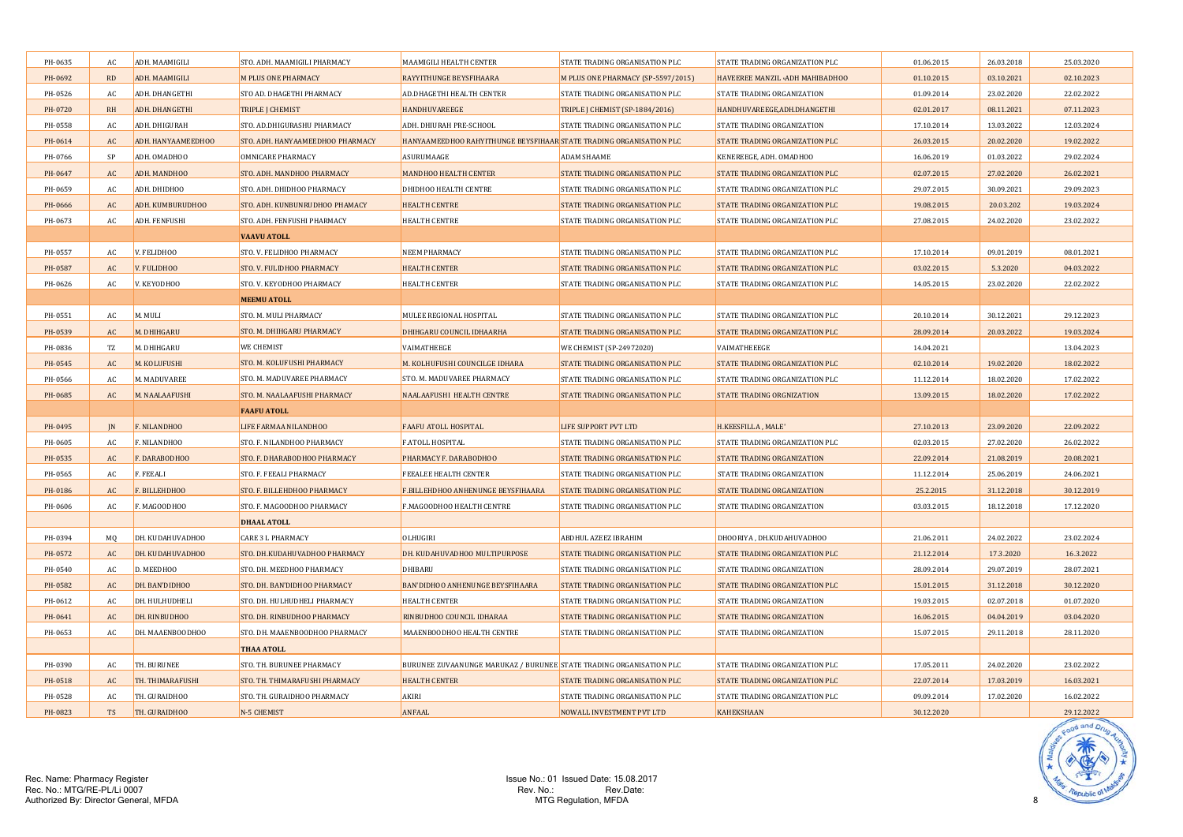| | | | | | | | | | |
|---|---|---|---|---|---|---|---|---|---|
| PH-0635 | AC | ADH. MAAMIGILI | STO. ADH. MAAMIGILI PHARMACY | MAAMIGILI HEALTH CENTER | STATE TRADING ORGANISATION PLC | STATE TRADING ORGANIZATION PLC | 01.06.2015 | 26.03.2018 | 25.03.2020 |
| PH-0692 | RD | ADH. MAAMIGILI | M PLUS ONE PHARMACY | RAYYITHUNGE BEYSFIHAARA | M PLUS ONE PHARMACY (SP-5597/2015) | HAVEEREE MANZIL -ADH MAHIBADHOO | 01.10.2015 | 03.10.2021 | 02.10.2023 |
| PH-0526 | AC | ADH. DHANGETHI | STO AD. DHAGETHI PHARMACY | AD.DHAGETHI HEALTH CENTER | STATE TRADING ORGANISATION PLC | STATE TRADING ORGANIZATION | 01.09.2014 | 23.02.2020 | 22.02.2022 |
| PH-0720 | RH | ADH. DHANGETHI | TRIPLE J CHEMIST | HANDHUVAREEGE | TRIPLE J CHEMIST (SP-1884/2016) | HANDHUVAREEGE,ADH.DHANGETHI | 02.01.2017 | 08.11.2021 | 07.11.2023 |
| PH-0558 | AC | ADH. DHIGURAH | STO. AD.DHIGURASHU PHARMACY | ADH. DHIURAH PRE-SCHOOL | STATE TRADING ORGANISATION PLC | STATE TRADING ORGANIZATION | 17.10.2014 | 13.03.2022 | 12.03.2024 |
| PH-0614 | AC | ADH. HANYAAMEEDHOO | STO. ADH. HANYAAMEEDHOO PHARMACY | HANYAAMEEDHOO RAHYITHUNGE BEYSFIHAAR | STATE TRADING ORGANISATION PLC | STATE TRADING ORGANIZATION PLC | 26.03.2015 | 20.02.2020 | 19.02.2022 |
| PH-0766 | SP | ADH. OMADHOO | OMNICARE PHARMACY | ASURUMAAGE | ADAM SHAAME | KENEREEGE, ADH. OMADHOO | 16.06.2019 | 01.03.2022 | 29.02.2024 |
| PH-0647 | AC | ADH. MANDHOO | STO. ADH. MANDHOO PHARMACY | MANDHOO HEALTH CENTER | STATE TRADING ORGANISATION PLC | STATE TRADING ORGANIZATION PLC | 02.07.2015 | 27.02.2020 | 26.02.2021 |
| PH-0659 | AC | ADH. DHIDHOO | STO. ADH. DHIDHOO PHARMACY | DHIDHOO HEALTH CENTRE | STATE TRADING ORGANISATION PLC | STATE TRADING ORGANIZATION PLC | 29.07.2015 | 30.09.2021 | 29.09.2023 |
| PH-0666 | AC | ADH. KUMBURUDHOO | STO. ADH. KUNBUNRUDHOO PHAMACY | HEALTH CENTRE | STATE TRADING ORGANISATION PLC | STATE TRADING ORGANIZATION PLC | 19.08.2015 | 20.03.202 | 19.03.2024 |
| PH-0673 | AC | ADH. FENFUSHI | STO. ADH. FENFUSHI PHARMACY | HEALTH CENTRE | STATE TRADING ORGANISATION PLC | STATE TRADING ORGANIZATION PLC | 27.08.2015 | 24.02.2020 | 23.02.2022 |
| | | | **VAAVU ATOLL** | | | | | | |
| PH-0557 | AC | V. FELIDHOO | STO. V. FELIDHOO PHARMACY | NEEM PHARMACY | STATE TRADING ORGANISATION PLC | STATE TRADING ORGANIZATION PLC | 17.10.2014 | 09.01.2019 | 08.01.2021 |
| PH-0587 | AC | V. FULIDHOO | STO. V. FULIDHOO PHARMACY | HEALTH CENTER | STATE TRADING ORGANISATION PLC | STATE TRADING ORGANIZATION PLC | 03.02.2015 | 5.3.2020 | 04.03.2022 |
| PH-0626 | AC | V. KEYODHOO | STO. V. KEYODHOO PHARMACY | HEALTH CENTER | STATE TRADING ORGANISATION PLC | STATE TRADING ORGANIZATION PLC | 14.05.2015 | 23.02.2020 | 22.02.2022 |
| | | | **MEEMU ATOLL** | | | | | | |
| PH-0551 | AC | M. MULI | STO. M. MULI PHARMACY | MULEE REGIONAL HOSPITAL | STATE TRADING ORGANISATION PLC | STATE TRADING ORGANIZATION PLC | 20.10.2014 | 30.12.2021 | 29.12.2023 |
| PH-0539 | AC | M. DHIHGARU | STO. M. DHIHGARU PHARMACY | DHIHGARU COUNCIL IDHAARHA | STATE TRADING ORGANISATION PLC | STATE TRADING ORGANIZATION PLC | 28.09.2014 | 20.03.2022 | 19.03.2024 |
| PH-0836 | TZ | M. DHIHGARU | WE CHEMIST | VAIMATHEEGE | WE CHEMIST (SP-24972020) | VAIMATHEEEGE | 14.04.2021 | | 13.04.2023 |
| PH-0545 | AC | M. KOLUFUSHI | STO. M. KOLUFUSHI PHARMACY | M. KOLHUFUSHI COUNCILGE IDHARA | STATE TRADING ORGANISATION PLC | STATE TRADING ORGANIZATION PLC | 02.10.2014 | 19.02.2020 | 18.02.2022 |
| PH-0566 | AC | M. MADUVAREE | STO. M. MADUVAREE PHARMACY | STO. M. MADUVAREE PHARMACY | STATE TRADING ORGANISATION PLC | STATE TRADING ORGANIZATION PLC | 11.12.2014 | 18.02.2020 | 17.02.2022 |
| PH-0685 | AC | M. NAALAAFUSHI | STO. M. NAALAAFUSHI PHARMACY | NAALAAFUSHI HEALTH CENTRE | STATE TRADING ORGANISATION PLC | STATE TRADING ORGNIZATION | 13.09.2015 | 18.02.2020 | 17.02.2022 |
| | | | **FAAFU ATOLL** | | | | | | |
| PH-0495 | JN | F. NILANDHOO | LIFE FARMAA NILANDHOO | FAAFU ATOLL HOSPITAL | LIFE SUPPORT PVT LTD | H.KEESFILLA , MALE' | 27.10.2013 | 23.09.2020 | 22.09.2022 |
| PH-0605 | AC | F. NILANDHOO | STO. F. NILANDHOO PHARMACY | F.ATOLL HOSPITAL | STATE TRADING ORGANISATION PLC | STATE TRADING ORGANIZATION PLC | 02.03.2015 | 27.02.2020 | 26.02.2022 |
| PH-0535 | AC | F. DARABODHOO | STO. F. DHARABODHOO PHARMACY | PHARMACY F. DARABODHOO | STATE TRADING ORGANISATION PLC | STATE TRADING ORGANIZATION | 22.09.2014 | 21.08.2019 | 20.08.2021 |
| PH-0565 | AC | F. FEEALI | STO. F. FEEALI PHARMACY | FEEALEE HEALTH CENTER | STATE TRADING ORGANISATION PLC | STATE TRADING ORGANIZATION | 11.12.2014 | 25.06.2019 | 24.06.2021 |
| PH-0186 | AC | F. BILLEHDHOO | STO. F. BILLEHDHOO PHARMACY | F.BILLEHDHOO ANHENUNGE BEYSFIHAARA | STATE TRADING ORGANISATION PLC | STATE TRADING ORGANIZATION | 25.2.2015 | 31.12.2018 | 30.12.2019 |
| PH-0606 | AC | F. MAGOODHOO | STO. F. MAGOODHOO PHARMACY | F.MAGOODHOO HEALTH CENTRE | STATE TRADING ORGANISATION PLC | STATE TRADING ORGANIZATION | 03.03.2015 | 18.12.2018 | 17.12.2020 |
| | | | **DHAAL ATOLL** | | | | | | |
| PH-0394 | MQ | DH. KUDAHUVADHOO | CARE 3 L PHARMACY | OLHUGIRI | ABDHUL AZEEZ IBRAHIM | DHOORIYA , DH.KUDAHUVADHOO | 21.06.2011 | 24.02.2022 | 23.02.2024 |
| PH-0572 | AC | DH. KUDAHUVADHOO | STO. DH.KUDAHUVADHOO PHARMACY | DH. KUDAHUVADHOO MULTIPURPOSE | STATE TRADING ORGANISATION PLC | STATE TRADING ORGANIZATION PLC | 21.12.2014 | 17.3.2020 | 16.3.2022 |
| PH-0540 | AC | D. MEEDHOO | STO. DH. MEEDHOO PHARMACY | DHIBARU | STATE TRADING ORGANISATION PLC | STATE TRADING ORGANIZATION | 28.09.2014 | 29.07.2019 | 28.07.2021 |
| PH-0582 | AC | DH. BAN'DIDHOO | STO. DH. BAN'DIDHOO PHARMACY | BAN'DIDHOO ANHENUNGE BEYSFIHAARA | STATE TRADING ORGANISATION PLC | STATE TRADING ORGANIZATION PLC | 15.01.2015 | 31.12.2018 | 30.12.2020 |
| PH-0612 | AC | DH. HULHUDHELI | STO. DH. HULHUDHELI PHARMACY | HEALTH CENTER | STATE TRADING ORGANISATION PLC | STATE TRADING ORGANIZATION | 19.03.2015 | 02.07.2018 | 01.07.2020 |
| PH-0641 | AC | DH. RINBUDHOO | STO. DH. RINBUDHOO PHARMACY | RINBUDHOO COUNCIL IDHARAA | STATE TRADING ORGANISATION PLC | STATE TRADING ORGANIZATION | 16.06.2015 | 04.04.2019 | 03.04.2020 |
| PH-0653 | AC | DH. MAAENBOODHOO | STO. DH. MAAENBOODHOO PHARMACY | MAAENBOODHOO HEALTH CENTRE | STATE TRADING ORGANISATION PLC | STATE TRADING ORGANIZATION | 15.07.2015 | 29.11.2018 | 28.11.2020 |
| | | | **THAA ATOLL** | | | | | | |
| PH-0390 | AC | TH. BURUNEE | STO. TH. BURUNEE PHARMACY | BURUNEE ZUVAANUNGE MARUKAZ / BURUNEE | STATE TRADING ORGANISATION PLC | STATE TRADING ORGANIZATION PLC | 17.05.2011 | 24.02.2020 | 23.02.2022 |
| PH-0518 | AC | TH. THIMARAFUSHI | STO. TH. THIMARAFUSHI PHARMACY | HEALTH CENTER | STATE TRADING ORGANISATION PLC | STATE TRADING ORGANIZATION PLC | 22.07.2014 | 17.03.2019 | 16.03.2021 |
| PH-0528 | AC | TH. GURAIDHOO | STO. TH. GURAIDHOO PHARMACY | AKIRI | STATE TRADING ORGANISATION PLC | STATE TRADING ORGANIZATION PLC | 09.09.2014 | 17.02.2020 | 16.02.2022 |
| PH-0823 | TS | TH. GURAIDHOO | N-5 CHEMIST | ANFAAL | NOWALL INVESTMENT PVT LTD | KAHEKSHAAN | 30.12.2020 | | 29.12.2022 |

Rec. Name: Pharmacy Register
Rec. No.: MTG/RE-PL/Li 0007
Authorized By: Director General, MFDA

Issue No.: 01 Issued Date: 15.08.2017
Rev. No.: Rev.Date:
MTG Regulation, MFDA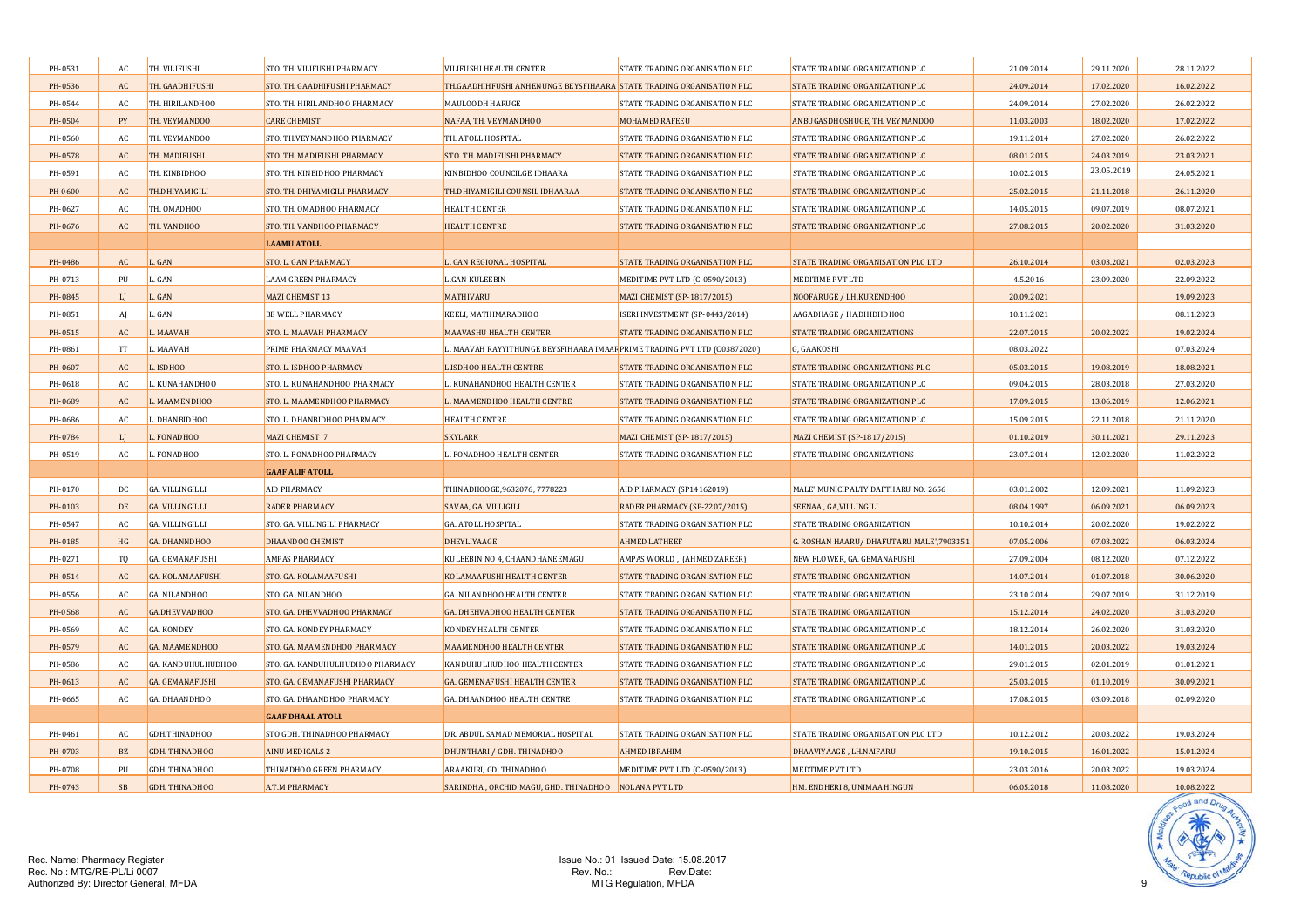| | | | | | | | | | |
|---|---|---|---|---|---|---|---|---|---|
| PH-0531 | AC | TH. VILIFUSHI | STO. TH. VILIFUSHI PHARMACY | VILIFUSHI HEALTH CENTER | STATE TRADING ORGANISATION PLC | STATE TRADING ORGANIZATION PLC | 21.09.2014 | 29.11.2020 | 28.11.2022 |
| PH-0536 | AC | TH. GAADHIFUSHI | STO. TH. GAADHIFUSHI PHARMACY | TH.GAADHIHFUSHI ANHENUNGE BEYSFIHAARA | STATE TRADING ORGANISATION PLC | STATE TRADING ORGANIZATION PLC | 24.09.2014 | 17.02.2020 | 16.02.2022 |
| PH-0544 | AC | TH. HIRILANDHOO | STO. TH. HIRILANDHOO PHARMACY | MAULOODH HARUGE | STATE TRADING ORGANISATION PLC | STATE TRADING ORGANIZATION PLC | 24.09.2014 | 27.02.2020 | 26.02.2022 |
| PH-0504 | PY | TH. VEYMANDOO | CARE CHEMIST | NAFAA, TH. VEYMANDHOO | MOHAMED RAFEEU | ANBUGASDHOSHUGE, TH. VEYMANDOO | 11.03.2003 | 18.02.2020 | 17.02.2022 |
| PH-0560 | AC | TH. VEYMANDOO | STO. TH.VEYMANDHOO PHARMACY | TH. ATOLL HOSPITAL | STATE TRADING ORGANISATION PLC | STATE TRADING ORGANIZATION PLC | 19.11.2014 | 27.02.2020 | 26.02.2022 |
| PH-0578 | AC | TH. MADIFUSHI | STO. TH. MADIFUSHI PHARMACY | STO. TH. MADIFUSHI PHARMACY | STATE TRADING ORGANISATION PLC | STATE TRADING ORGANIZATION PLC | 08.01.2015 | 24.03.2019 | 23.03.2021 |
| PH-0591 | AC | TH. KINBIDHOO | STO. TH. KINBIDHOO PHARMACY | KINBIDHOO COUNCILGE IDHAARA | STATE TRADING ORGANISATION PLC | STATE TRADING ORGANIZATION PLC | 10.02.2015 | 23.05.2019 | 24.05.2021 |
| PH-0600 | AC | TH.DHIYAMIGILI | STO. TH. DHIYAMIGILI PHARMACY | TH.DHIYAMIGILI COUNSIL IDHAARAA | STATE TRADING ORGANISATION PLC | STATE TRADING ORGANIZATION PLC | 25.02.2015 | 21.11.2018 | 26.11.2020 |
| PH-0627 | AC | TH. OMADHOO | STO. TH. OMADHOO PHARMACY | HEALTH CENTER | STATE TRADING ORGANISATION PLC | STATE TRADING ORGANIZATION PLC | 14.05.2015 | 09.07.2019 | 08.07.2021 |
| PH-0676 | AC | TH. VANDHOO | STO. TH. VANDHOO PHARMACY | HEALTH CENTRE | STATE TRADING ORGANISATION PLC | STATE TRADING ORGANIZATION PLC | 27.08.2015 | 20.02.2020 | 31.03.2020 |
| | | | **LAAMU ATOLL** | | | | | | |
| PH-0486 | AC | L. GAN | STO. L. GAN PHARMACY | L. GAN REGIONAL HOSPITAL | STATE TRADING ORGANISATION PLC | STATE TRADING ORGANISATION PLC LTD | 26.10.2014 | 03.03.2021 | 02.03.2023 |
| PH-0713 | PU | L. GAN | LAAM GREEN PHARMACY | L.GAN KULEEBIN | MEDITIME PVT LTD (C-0590/2013) | MEDITIME PVT LTD | 4.5.2016 | 23.09.2020 | 22.09.2022 |
| PH-0845 | LJ | L. GAN | MAZI CHEMIST 13 | MATHIVARU | MAZI CHEMIST (SP-1817/2015) | NOOFARUGE / LH.KURENDHOO | 20.09.2021 | | 19.09.2023 |
| PH-0851 | AJ | L. GAN | BE WELL PHARMACY | KEELI, MATHIMARADHOO | ISERI INVESTMENT (SP-0443/2014) | AAGADHAGE / HADHIDHDHOO | 10.11.2021 | | 08.11.2023 |
| PH-0515 | AC | L. MAAVAH | STO. L. MAAVAH PHARMACY | MAAVASHU HEALTH CENTER | STATE TRADING ORGANISATION PLC | STATE TRADING ORGANIZATIONS | 22.07.2015 | 20.02.2022 | 19.02.2024 |
| PH-0861 | TT | L. MAAVAH | PRIME PHARMACY MAAVAH | L. MAAVAH RAYYITHUNGE BEYSFIHAARA IMAAI | PRIME TRADING PVT LTD (C03872020) | G, GAAKOSHI | 08.03.2022 | | 07.03.2024 |
| PH-0607 | AC | L. ISDHOO | STO. L. ISDHOO PHARMACY | L.ISDHOO HEALTH CENTRE | STATE TRADING ORGANISATION PLC | STATE TRADING ORGANIZATIONS PLC | 05.03.2015 | 19.08.2019 | 18.08.2021 |
| PH-0618 | AC | L. KUNAHANDHOO | STO. L. KUNAHANDHOO PHARMACY | L. KUNAHANDHOO HEALTH CENTER | STATE TRADING ORGANISATION PLC | STATE TRADING ORGANIZATION PLC | 09.04.2015 | 28.03.2018 | 27.03.2020 |
| PH-0689 | AC | L. MAAMENDHOO | STO. L. MAAMENDHOO PHARMACY | L. MAAMENDHOO HEALTH CENTRE | STATE TRADING ORGANISATION PLC | STATE TRADING ORGANIZATION PLC | 17.09.2015 | 13.06.2019 | 12.06.2021 |
| PH-0686 | AC | L. DHANBIDHOO | STO. L. DHANBIDHOO PHARMACY | HEALTH CENTRE | STATE TRADING ORGANISATION PLC | STATE TRADING ORGANIZATION PLC | 15.09.2015 | 22.11.2018 | 21.11.2020 |
| PH-0784 | LJ | L. FONADHOO | MAZI CHEMIST 7 | SKYLARK | MAZI CHEMIST (SP-1817/2015) | MAZI CHEMIST (SP-1817/2015) | 01.10.2019 | 30.11.2021 | 29.11.2023 |
| PH-0519 | AC | L. FONADHOO | STO. L. FONADHOO PHARMACY | L. FONADHOO HEALTH CENTER | STATE TRADING ORGANISATION PLC | STATE TRADING ORGANIZATIONS | 23.07.2014 | 12.02.2020 | 11.02.2022 |
| | | | **GAAF ALIF ATOLL** | | | | | | |
| PH-0170 | DC | GA. VILLINGILLI | AID PHARMACY | THINADHOOGE,9632076, 7778223 | AID PHARMACY (SP14162019) | MALE' MUNICIPALTY DAFTHARU NO: 2656 | 03.01.2002 | 12.09.2021 | 11.09.2023 |
| PH-0103 | DE | GA. VILLINGILLI | RADER PHARMACY | SAVAA, GA. VILLIGILI | RADER PHARMACY (SP-2207/2015) | SEENAA , GA,VILLINGILI | 08.04.1997 | 06.09.2021 | 06.09.2023 |
| PH-0547 | AC | GA. VILLINGILLI | STO. GA. VILLINGILI PHARMACY | GA. ATOLL HOSPITAL | STATE TRADING ORGANISATION PLC | STATE TRADING ORGANIZATION | 10.10.2014 | 20.02.2020 | 19.02.2022 |
| PH-0185 | HG | GA. DHANNDHOO | DHAANDOO CHEMIST | DHEYLIYAAGE | AHMED LATHEEF | G. ROSHAN HAARU/ DHAFUTARU MALE',7903351 | 07.05.2006 | 07.03.2022 | 06.03.2024 |
| PH-0271 | TQ | GA. GEMANAFUSHI | AMPAS PHARMACY | KULEEBIN NO 4, CHAANDHANEEMAGU | AMPAS WORLD , (AHMED ZAREER) | NEW FLOWER, GA. GEMANAFUSHI | 27.09.2004 | 08.12.2020 | 07.12.2022 |
| PH-0514 | AC | GA. KOLAMAAFUSHI | STO. GA. KOLAMAAFUSHI | KOLAMAAFUSHI HEALTH CENTER | STATE TRADING ORGANISATION PLC | STATE TRADING ORGANIZATION | 14.07.2014 | 01.07.2018 | 30.06.2020 |
| PH-0556 | AC | GA. NILANDHOO | STO. GA. NILANDHOO | GA. NILANDHOO HEALTH CENTER | STATE TRADING ORGANISATION PLC | STATE TRADING ORGANIZATION | 23.10.2014 | 29.07.2019 | 31.12.2019 |
| PH-0568 | AC | GA.DHEVVADHOO | STO. GA. DHEVVADHOO PHARMACY | GA. DHEHVADHOO HEALTH CENTER | STATE TRADING ORGANISATION PLC | STATE TRADING ORGANIZATION | 15.12.2014 | 24.02.2020 | 31.03.2020 |
| PH-0569 | AC | GA. KONDEY | STO. GA. KONDEY PHARMACY | KONDEY HEALTH CENTER | STATE TRADING ORGANISATION PLC | STATE TRADING ORGANIZATION PLC | 18.12.2014 | 26.02.2020 | 31.03.2020 |
| PH-0579 | AC | GA. MAAMENDHOO | STO. GA. MAAMENDHOO PHARMACY | MAAMENDHOO HEALTH CENTER | STATE TRADING ORGANISATION PLC | STATE TRADING ORGANIZATION PLC | 14.01.2015 | 20.03.2022 | 19.03.2024 |
| PH-0586 | AC | GA. KANDUHULHUDHOO | STO. GA. KANDUHULHUDHOO PHARMACY | KANDUHULHUDHOO HEALTH CENTER | STATE TRADING ORGANISATION PLC | STATE TRADING ORGANIZATION PLC | 29.01.2015 | 02.01.2019 | 01.01.2021 |
| PH-0613 | AC | GA. GEMANAFUSHI | STO. GA. GEMANAFUSHI PHARMACY | GA. GEMENAFUSHI HEALTH CENTER | STATE TRADING ORGANISATION PLC | STATE TRADING ORGANIZATION PLC | 25.03.2015 | 01.10.2019 | 30.09.2021 |
| PH-0665 | AC | GA. DHAANDHOO | STO. GA. DHAANDHOO PHARMACY | GA. DHAANDHOO HEALTH CENTRE | STATE TRADING ORGANISATION PLC | STATE TRADING ORGANIZATION PLC | 17.08.2015 | 03.09.2018 | 02.09.2020 |
| | | | **GAAF DHAAL ATOLL** | | | | | | |
| PH-0461 | AC | GDH.THINADHOO | STO GDH. THINADHOO PHARMACY | DR. ABDUL SAMAD MEMORIAL HOSPITAL | STATE TRADING ORGANISATION PLC | STATE TRADING ORGANISATION PLC LTD | 10.12.2012 | 20.03.2022 | 19.03.2024 |
| PH-0703 | BZ | GDH. THINADHOO | AINU MEDICALS 2 | DHUNTHARI / GDH. THINADHOO | AHMED IBRAHIM | DHAAVIYAAGE , LH.NAIFARU | 19.10.2015 | 16.01.2022 | 15.01.2024 |
| PH-0708 | PU | GDH. THINADHOO | THINADHOO GREEN PHARMACY | ARAAKURI, GD. THINADHOO | MEDITIME PVT LTD (C-0590/2013) | MEDTIME PVT LTD | 23.03.2016 | 20.03.2022 | 19.03.2024 |
| PH-0743 | SB | GDH. THINADHOO | A.T.M PHARMACY | SARINDHA , ORCHID MAGU, GHD. THINADHOO | NOLANA PVT LTD | HM. ENDHERI 8, UNIMAA HINGUN | 06.05.2018 | 11.08.2020 | 10.08.2022 |

Rec. Name: Pharmacy Register
Rec. No.: MTG/RE-PL/Li 0007
Authorized By: Director General, MFDA

Issue No.: 01 Issued Date: 15.08.2017
Rev. No.: Rev.Date:
MTG Regulation, MFDA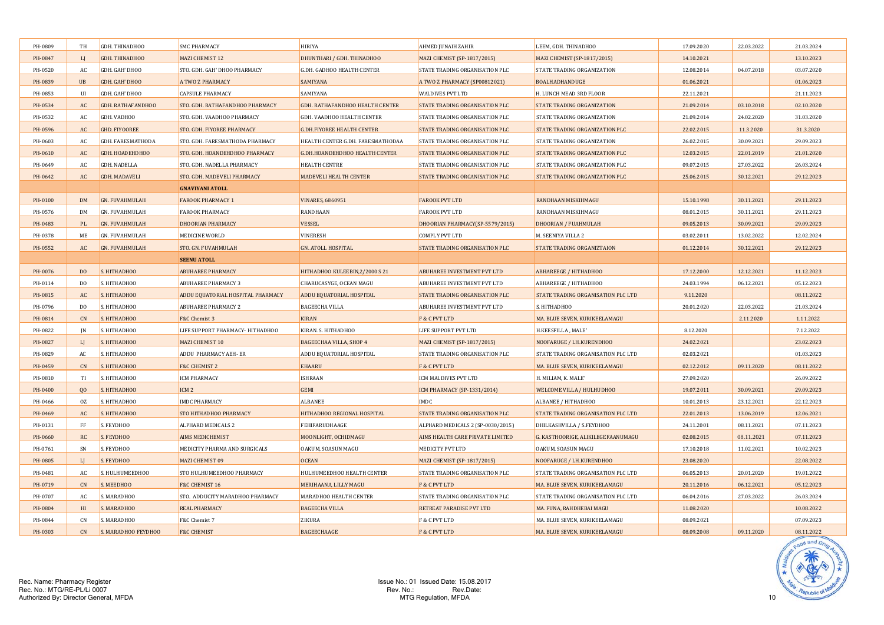| | | | | | | | | | |
|---|---|---|---|---|---|---|---|---|---|
| PH-0809 | TH | GDH. THINADHOO | SMC PHARMACY | HIRIYA | AHMED JUNAIH ZAHIR | LEEM, GDH. THINADHOO | 17.09.2020 | 22.03.2022 | 21.03.2024 |
| PH-0847 | LJ | GDH. THINADHOO | MAZI CHEMIST 12 | DHUNTHARI / GDH. THINADHOO | MAZI CHEMIST (SP-1817/2015) | MAZI CHEMIST (SP-1817/2015) | 14.10.2021 | | 13.10.2023 |
| PH-0520 | AC | GDH. GAH' DHOO | STO. GDH. GAH' DHOO PHARMACY | G.DH. GADHOO HEALTH CENTER | STATE TRADING ORGANISATION PLC | STATE TRADING ORGANIZATION | 12.08.2014 | 04.07.2018 | 03.07.2020 |
| PH-0839 | UB | GDH. GAH' DHOO | A TWO Z PHARMACY | SAMIYANA | A TWO Z PHARMACY (SP00812021) | BOALHADHANDUGE | 01.06.2021 | | 01.06.2023 |
| PH-0853 | UI | GDH. GAH' DHOO | CAPSULE PHARMACY | SAMIYANA | WALDIVES PVT LTD | H. LUNCH MEAD 3RD FLOOR | 22.11.2021 | | 21.11.2023 |
| PH-0534 | AC | GDH. RATHAFANDHOO | STO. GDH. RATHAFANDHOO PHARMACY | GDH. RATHAFANDHOO HEALTH CENTER | STATE TRADING ORGANISATION PLC | STATE TRADING ORGANIZATION | 21.09.2014 | 03.10.2018 | 02.10.2020 |
| PH-0532 | AC | GDH. VAADHOO | STO. GDH. VAADHOO PHARMACY | GDH. VAADHOO HEALTH CENTER | STATE TRADING ORGANISATION PLC | STATE TRADING ORGANIZATION | 21.09.2014 | 24.02.2020 | 31.03.2020 |
| PH-0596 | AC | GHD. FIYOOREE | STO. GDH. FIYOREE PHARMACY | G.DH.FIYOREE HEALTH CENTER | STATE TRADING ORGANISATION PLC | STATE TRADING ORGANISATION PLC | 22.02.2015 | 11.3.2020 | 31.3.2020 |
| PH-0603 | AC | GDH. FARESMATHODA | STO. GDH. FARESMATHODA PHARMACY | HEALTH CENTER G.DH. FARESMATHODAA | STATE TRADING ORGANISATION PLC | STATE TRADING ORGANIZATION | 26.02.2015 | 30.09.2021 | 29.09.2023 |
| PH-0610 | AC | GDH. HOADEHDHOO | STO. GDH. HOANDEHDHOO PHARMACY | G.DH.HOANDEHDHOO HEALTH CENTER | STATE TRADING ORGANISATION PLC | STATE TRADING ORGANISATION PLC | 12.03.2015 | 22.01.2019 | 21.01.2020 |
| PH-0649 | AC | GDH. NADELLA | STO. GDH. NADELLA PHARMACY | HEALTH CENTRE | STATE TRADING ORGANISATION PLC | STATE TRADING ORGANISATION PLC | 09.07.2015 | 27.03.2022 | 26.03.2024 |
| PH-0642 | AC | GDH. MADAVELI | STO. GDH. MADEVELI PHARMACY | MADEVELI HEALTH CENTER | STATE TRADING ORGANISATION PLC | STATE TRADING ORGANISATION PLC | 25.06.2015 | 30.12.2021 | 29.12.2023 |
| | | | **GNAVIYANI ATOLL** | | | | | | |
| PH-0100 | DM | GN. FUVAHMULAH | FAROOK PHARMACY 1 | VINARES, 6860951 | FAROOK PVT LTD | RANDHAAN MISKIHMAGU | 15.10.1998 | 30.11.2021 | 29.11.2023 |
| PH-0576 | DM | GN. FUVAHMULAH | FAROOK PHARMACY | RANDHAAN | FAROOK PVT LTD | RANDHAAN MISKIHMAGU | 08.01.2015 | 30.11.2021 | 29.11.2023 |
| PH-0483 | PL | GN. FUVAHMULAH | DHOORIAN PHARMACY | VESSEL | DHOORIAN PHARMACY(SP-5579/2015) | DHOORIAN / FUAHMULAH | 09.05.2013 | 30.09.2021 | 29.09.2023 |
| PH-0378 | ME | GN. FUVAHMULAH | MEDICINE WORLD | VINERESH | COMPLY PVT LTD | M. SEENIYA VILLA 2 | 03.02.2011 | 13.02.2022 | 12.02.2024 |
| PH-0552 | AC | GN. FUVAHMULAH | STO. GN. FUVAHMULAH | GN. ATOLL HOSPITAL | STATE TRADING ORGANISATION PLC | STATE TRADING ORGANIZTAION | 01.12.2014 | 30.12.2021 | 29.12.2023 |
| | | | **SEENU ATOLL** | | | | | | |
| PH-0076 | DO | S. HITHADHOO | ABUHAREE PHARMACY | HITHADHOO KULEEBIN,2/2000 S 21 | ABUHAREE INVESTMENT PVT LTD | ABHAREEGE / HITHADHOO | 17.12.2000 | 12.12.2021 | 11.12.2023 |
| PH-0114 | DO | S. HITHADHOO | ABUHAREE PHARMACY 3 | CHARUCASYGE, OCEAN MAGU | ABUHAREE INVESTMENT PVT LTD | ABHAREEGE / HITHADHOO | 24.03.1994 | 06.12.2021 | 05.12.2023 |
| PH-0815 | AC | S. HITHADHOO | ADDU EQUATORIAL HOSPITAL PHARMACY | ADDU EQUATORIAL HOSPITAL | STATE TRADING ORGANISATION PLC | STATE TRADING ORGANISATION PLC LTD | 9.11.2020 | | 08.11.2022 |
| PH-0796 | DO | S. HITHADHOO | ABUHAREE PHARMACY 2 | BAGEECHA VILLA | ABUHAREE INVESTMENT PVT LTD | S. HITHADHOO | 20.01.2020 | 22.03.2022 | 21.03.2024 |
| PH-0814 | CN | S. HITHADHOO | F&C Chemist 3 | KIRAN | F & C PVT LTD | MA. BLUE SEVEN, KURIKEELAMAGU | | 2.11.2020 | 1.11.2022 |
| PH-0822 | JN | S. HITHADHOO | LIFE SUPPORT PHARMACY- HITHADHOO | KIRAN. S. HITHADHOO | LIFE SUPPORT PVT LTD | H.KEESFILLA , MALE' | 8.12.2020 | | 7.12.2022 |
| PH-0827 | LJ | S. HITHADHOO | MAZI CHEMIST 10 | BAGEECHAA VILLA, SHOP 4 | MAZI CHEMIST (SP-1817/2015) | NOOFARUGE / LH.KURENDHOO | 24.02.2021 | | 23.02.2023 |
| PH-0829 | AC | S. HITHADHOO | ADDU PHARMACY AEH- ER | ADDU EQUATORIAL HOSPITAL | STATE TRADING ORGANISATION PLC | STATE TRADING ORGANISATION PLC LTD | 02.03.2021 | | 01.03.2023 |
| PH-0459 | CN | S. HITHADHOO | F&C CHEMIST 2 | EHAARU | F & C PVT LTD | MA. BLUE SEVEN, KURIKEELAMAGU | 02.12.2012 | 09.11.2020 | 08.11.2022 |
| PH-0810 | TI | S. HITHADHOO | ICM PHARMACY | ISHRAAN | ICM MALDIVES PVT LTD | H. MILIAM, K. MALE' | 27.09.2020 | | 26.09.2022 |
| PH-0400 | QO | S. HITHADHOO | ICM 2 | GEMI | ICM PHARMACY (SP-1331/2014) | WELCOME VILLA / HULHUDHOO | 19.07.2011 | 30.09.2021 | 29.09.2023 |
| PH-0466 | OZ | S. HITHADHOO | IMDC PHARMACY | ALBANEE | IMDC | ALBANEE / HITHADHOO | 10.01.2013 | 23.12.2021 | 22.12.2023 |
| PH-0469 | AC | S. HITHADHOO | STO HITHADHOO PHARMACY | HITHADHOO REGIONAL HOSPITAL | STATE TRADING ORGANISATION PLC | STATE TRADING ORGANISATION PLC LTD | 22.01.2013 | 13.06.2019 | 12.06.2021 |
| PH-0131 | FF | S. FEYDHOO | ALPHARD MEDICALS 2 | FEHIFARUDHAAGE | ALPHARD MEDICALS 2 (SP-0030/2015) | DHILKASHVILLA / S.FEYDHOO | 24.11.2001 | 08.11.2021 | 07.11.2023 |
| PH-0660 | RC | S. FEYDHOO | AIMS MEDICHEMIST | MOONLIGHT, OCHIDMAGU | AIMS HEALTH CARE PRIVATE LIMITED | G. KASTHOORIGE, ALIKILEGEFAANUMAGU | 02.08.2015 | 08.11.2021 | 07.11.2023 |
| PH-0761 | SN | S. FEYDHOO | MEDICITY PHARMA AND SURGICALS | OAKUM, SOASUN MAGU | MEDICITY PVT LTD | OAKUM, SOASUN MAGU | 17.10.2018 | 11.02.2021 | 10.02.2023 |
| PH-0805 | LJ | S. FEYDHOO | MAZI CHEMIST 09 | OCEAN | MAZI CHEMIST (SP-1817/2015) | NOOFARUGE / LH.KURENDHOO | 23.08.2020 | | 22.08.2022 |
| PH-0481 | AC | S. HULHUMEEDHOO | STO HULHUMEEDHOO PHARMACY | HULHUMEEDHOO HEALTH CENTER | STATE TRADING ORGANISATION PLC | STATE TRADING ORGANISATION PLC LTD | 06.05.2013 | 20.01.2020 | 19.01.2022 |
| PH-0719 | CN | S. MEEDHOO | F&C CHEMIST 16 | MERIHAANA, LILLY MAGU | F & C PVT LTD | MA. BLUE SEVEN, KURIKEELAMAGU | 20.11.2016 | 06.12.2021 | 05.12.2023 |
| PH-0707 | AC | S. MARADHOO | STO. ADDUCITY MARADHOO PHARMACY | MARADHOO HEALTH CENTER | STATE TRADING ORGANISATION PLC | STATE TRADING ORGANISATION PLC LTD | 06.04.2016 | 27.03.2022 | 26.03.2024 |
| PH-0804 | HI | S. MARADHOO | REAL PHARMACY | BAGEECHA VILLA | RETREAT PARADISE PVT LTD | MA. FUNA, RAHDHEBAI MAGU | 11.08.2020 | | 10.08.2022 |
| PH-0844 | CN | S. MARADHOO | F&C Chemist 7 | ZIKURA | F & C PVT LTD | MA. BLUE SEVEN, KURIKEELAMAGU | 08.09.2021 | | 07.09.2023 |
| PH-0303 | CN | S. MARADHOO FEYDHOO | F&C CHEMIST | BAGEECHAAGE | F & C PVT LTD | MA. BLUE SEVEN, KURIKEELAMAGU | 08.09.2008 | 09.11.2020 | 08.11.2022 |

Rec. Name: Pharmacy Register
Rec. No.: MTG/RE-PL/Li 0007
Authorized By: Director General, MFDA

Issue No.: 01 Issued Date: 15.08.2017
Rev. No.: Rev.Date:
MTG Regulation, MFDA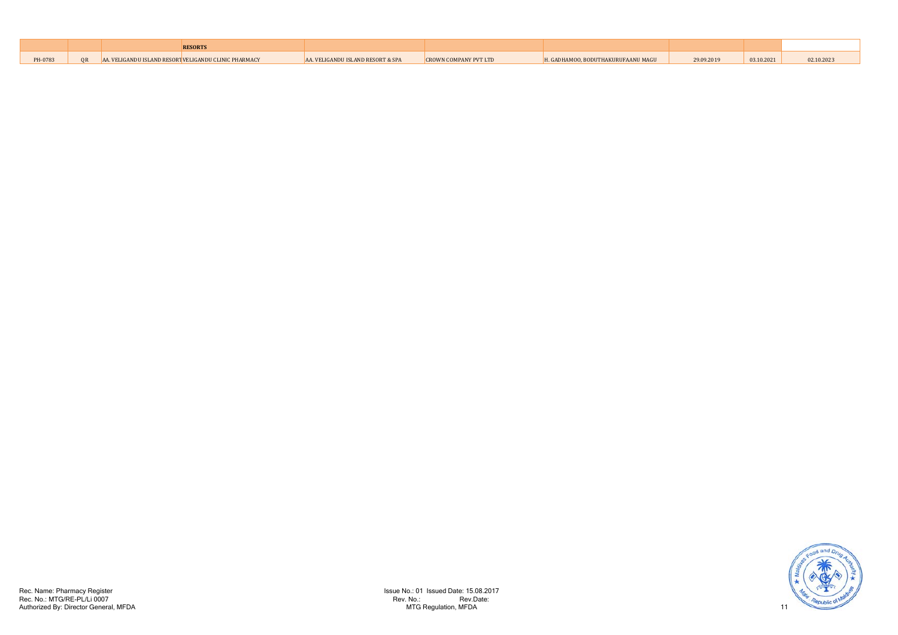| | | | | | | | | | |
|---|---|---|---|---|---|---|---|---|---|
| | | | RESORTS | | | | | | |
| PH-0783 | QR | AA. VELIGANDU ISLAND RESORT | VELIGANDU CLINIC PHARMACY | AA. VELIGANDU ISLAND RESORT & SPA | CROWN COMPANY PVT LTD | H. GADHAMOO, BODUTHAKURUFAANU MAGU | 29.09.2019 | 03.10.2021 | 02.10.2023 |

Rec. Name: Pharmacy Register
Rec. No.: MTG/RE-PL/Li 0007
Authorized By: Director General, MFDA

Issue No.: 01 Issued Date: 15.08.2017
Rev. No.: Rev.Date:
MTG Regulation, MFDA